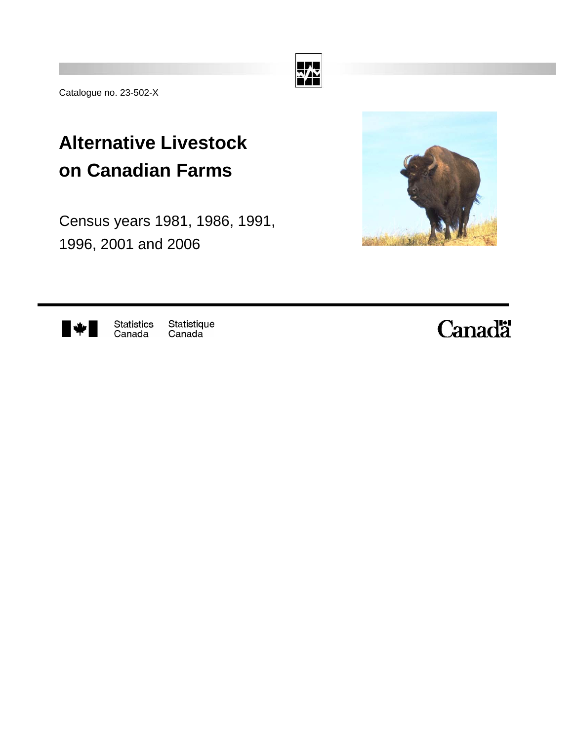Catalogue no. 23-502-X

# Alternative Livestock on Canadian Farms

Census years 1981, 1986, 1991, 1996, 2001 and 2006

Statistics Canada Statistique Canada

Canada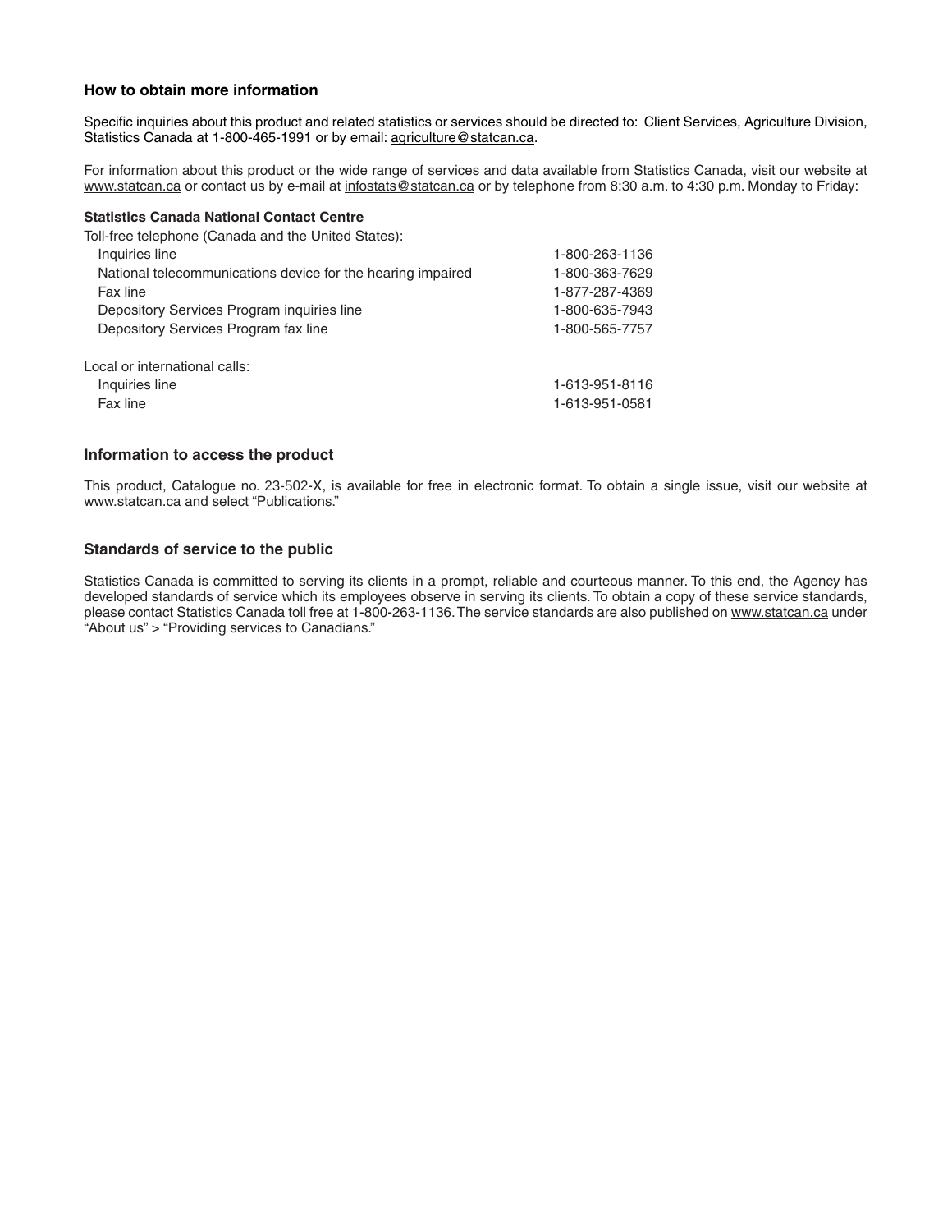## How to obtain more information

Specific inquiries about this product and related statistics or services should be directed to: Client Services, Agriculture Division, Statistics Canada at 1-800-465-1991 or by email: agriculture@statcan.ca.

For information about this product or the wide range of services and data available from Statistics Canada, visit our website at www.statcan.ca or contact us by e-mail at infostats@statcan.ca or by telephone from 8:30 a.m. to 4:30 p.m. Monday to Friday:

**Statistics Canada National Contact Centre**

Toll-free telephone (Canada and the United States):

| | |
|---|---|
| Inquiries line | 1-800-263-1136 |
| National telecommunications device for the hearing impaired | 1-800-363-7629 |
| Fax line | 1-877-287-4369 |
| Depository Services Program inquiries line | 1-800-635-7943 |
| Depository Services Program fax line | 1-800-565-7757 |

Local or international calls:

| | |
|---|---|
| Inquiries line | 1-613-951-8116 |
| Fax line | 1-613-951-0581 |

## Information to access the product

This product, Catalogue no. 23-502-X, is available for free in electronic format. To obtain a single issue, visit our website at www.statcan.ca and select "Publications."

## Standards of service to the public

Statistics Canada is committed to serving its clients in a prompt, reliable and courteous manner. To this end, the Agency has developed standards of service which its employees observe in serving its clients. To obtain a copy of these service standards, please contact Statistics Canada toll free at 1-800-263-1136. The service standards are also published on www.statcan.ca under "About us" > "Providing services to Canadians."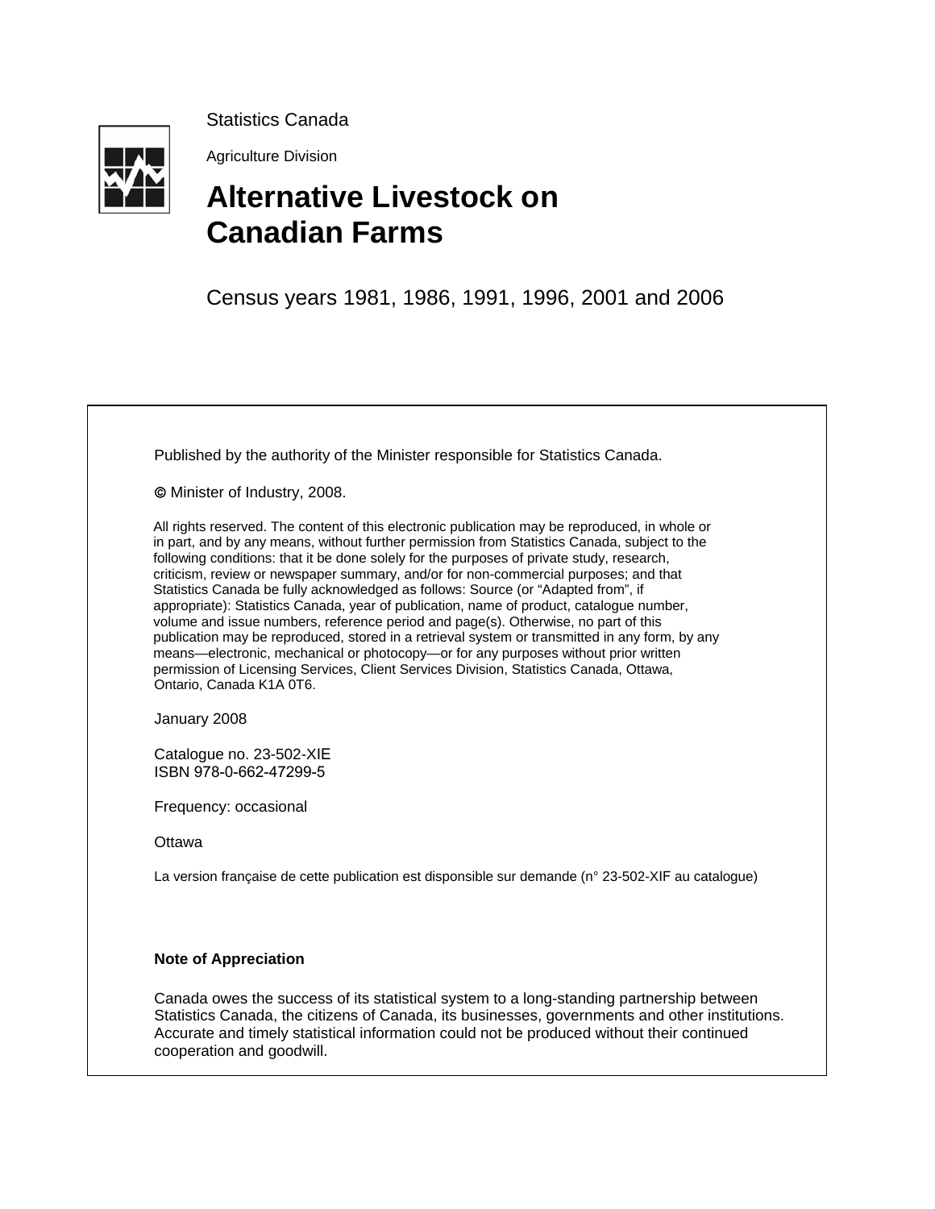Statistics Canada

Agriculture Division

# Alternative Livestock on Canadian Farms

Census years 1981, 1986, 1991, 1996, 2001 and 2006

Published by the authority of the Minister responsible for Statistics Canada.

© Minister of Industry, 2008.

All rights reserved. The content of this electronic publication may be reproduced, in whole or in part, and by any means, without further permission from Statistics Canada, subject to the following conditions: that it be done solely for the purposes of private study, research, criticism, review or newspaper summary, and/or for non-commercial purposes; and that Statistics Canada be fully acknowledged as follows: Source (or "Adapted from", if appropriate): Statistics Canada, year of publication, name of product, catalogue number, volume and issue numbers, reference period and page(s). Otherwise, no part of this publication may be reproduced, stored in a retrieval system or transmitted in any form, by any means—electronic, mechanical or photocopy—or for any purposes without prior written permission of Licensing Services, Client Services Division, Statistics Canada, Ottawa, Ontario, Canada K1A 0T6.

January 2008

Catalogue no. 23-502-XIE
ISBN 978-0-662-47299-5

Frequency: occasional

Ottawa

La version française de cette publication est disponible sur demande (n° 23-502-XIF au catalogue)

**Note of Appreciation**

Canada owes the success of its statistical system to a long-standing partnership between Statistics Canada, the citizens of Canada, its businesses, governments and other institutions. Accurate and timely statistical information could not be produced without their continued cooperation and goodwill.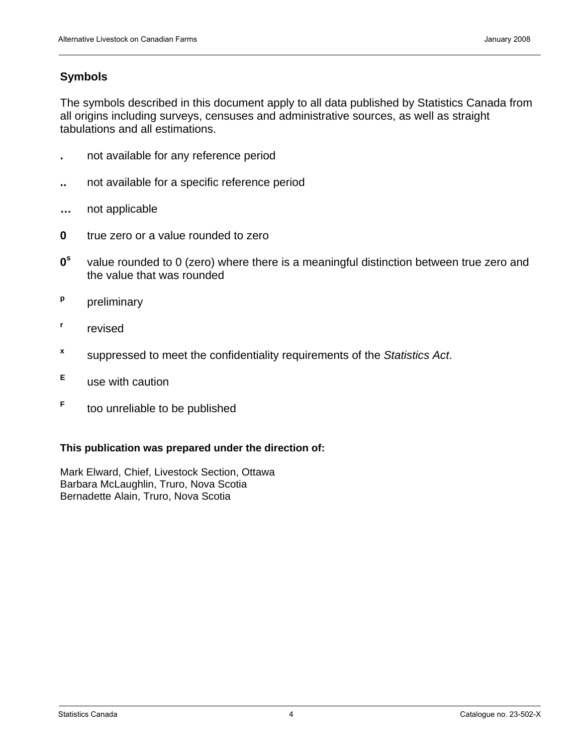## Symbols

The symbols described in this document apply to all data published by Statistics Canada from all origins including surveys, censuses and administrative sources, as well as straight tabulations and all estimations.

**.** not available for any reference period

**..** not available for a specific reference period

**…** not applicable

**0** true zero or a value rounded to zero

**0^s^** value rounded to 0 (zero) where there is a meaningful distinction between true zero and the value that was rounded

**^p^** preliminary

**^r^** revised

**^x^** suppressed to meet the confidentiality requirements of the *Statistics Act*.

**^E^** use with caution

**^F^** too unreliable to be published

**This publication was prepared under the direction of:**

Mark Elward, Chief, Livestock Section, Ottawa
Barbara McLaughlin, Truro, Nova Scotia
Bernadette Alain, Truro, Nova Scotia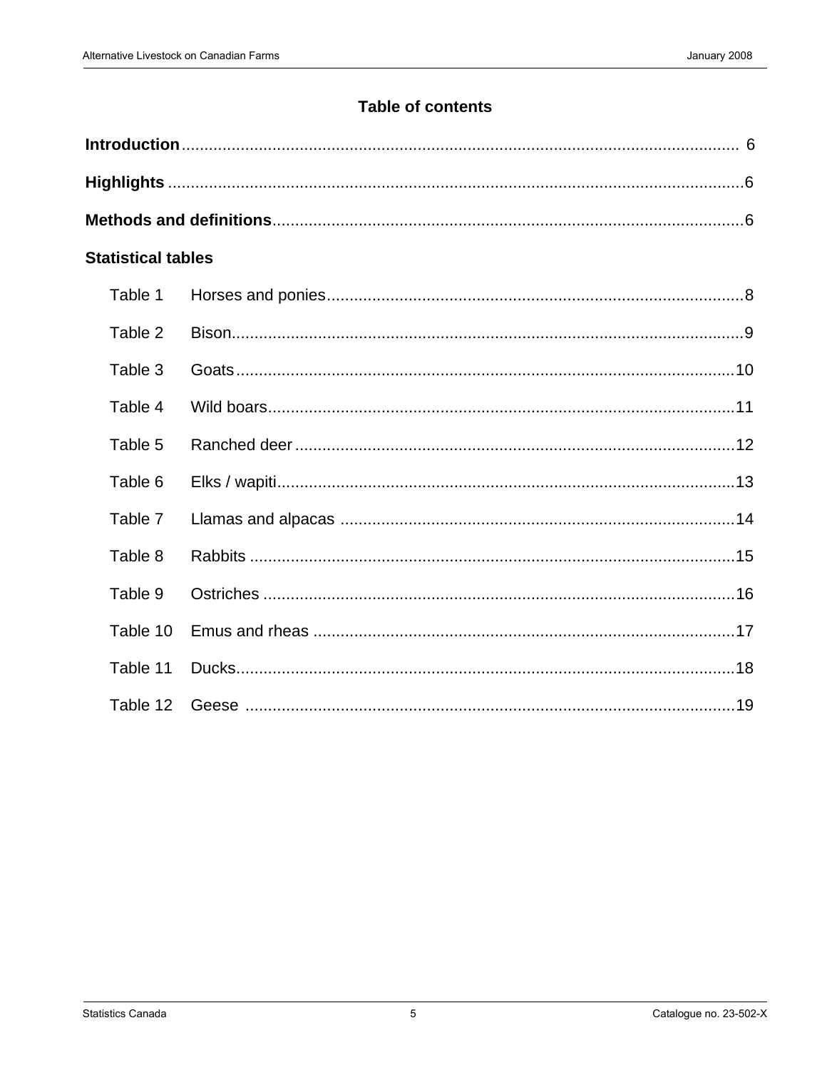## Table of contents

**Introduction** .......... 6

**Highlights** .......... 6

**Methods and definitions** .......... 6

**Statistical tables**

| | | |
|---|---|---|
| Table 1 | Horses and ponies | 8 |
| Table 2 | Bison | 9 |
| Table 3 | Goats | 10 |
| Table 4 | Wild boars | 11 |
| Table 5 | Ranched deer | 12 |
| Table 6 | Elks / wapiti | 13 |
| Table 7 | Llamas and alpacas | 14 |
| Table 8 | Rabbits | 15 |
| Table 9 | Ostriches | 16 |
| Table 10 | Emus and rheas | 17 |
| Table 11 | Ducks | 18 |
| Table 12 | Geese | 19 |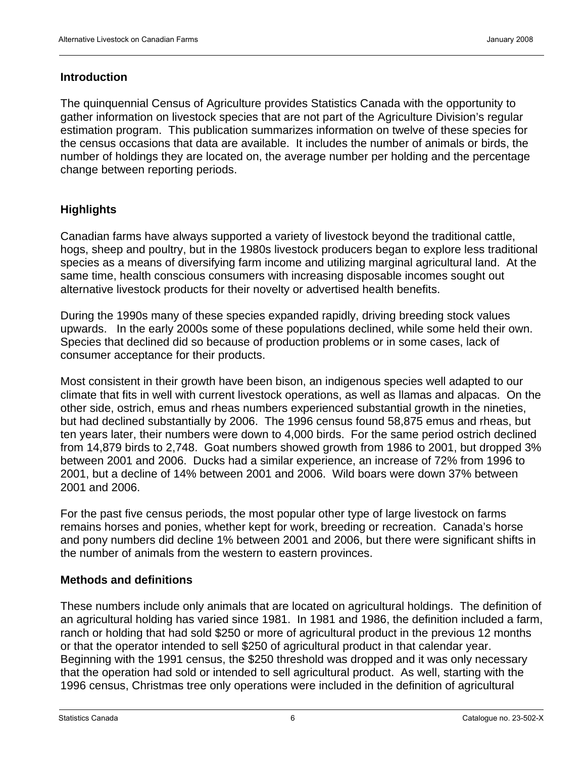## Introduction

The quinquennial Census of Agriculture provides Statistics Canada with the opportunity to gather information on livestock species that are not part of the Agriculture Division's regular estimation program. This publication summarizes information on twelve of these species for the census occasions that data are available. It includes the number of animals or birds, the number of holdings they are located on, the average number per holding and the percentage change between reporting periods.

## Highlights

Canadian farms have always supported a variety of livestock beyond the traditional cattle, hogs, sheep and poultry, but in the 1980s livestock producers began to explore less traditional species as a means of diversifying farm income and utilizing marginal agricultural land. At the same time, health conscious consumers with increasing disposable incomes sought out alternative livestock products for their novelty or advertised health benefits.

During the 1990s many of these species expanded rapidly, driving breeding stock values upwards. In the early 2000s some of these populations declined, while some held their own. Species that declined did so because of production problems or in some cases, lack of consumer acceptance for their products.

Most consistent in their growth have been bison, an indigenous species well adapted to our climate that fits in well with current livestock operations, as well as llamas and alpacas. On the other side, ostrich, emus and rheas numbers experienced substantial growth in the nineties, but had declined substantially by 2006. The 1996 census found 58,875 emus and rheas, but ten years later, their numbers were down to 4,000 birds. For the same period ostrich declined from 14,879 birds to 2,748. Goat numbers showed growth from 1986 to 2001, but dropped 3% between 2001 and 2006. Ducks had a similar experience, an increase of 72% from 1996 to 2001, but a decline of 14% between 2001 and 2006. Wild boars were down 37% between 2001 and 2006.

For the past five census periods, the most popular other type of large livestock on farms remains horses and ponies, whether kept for work, breeding or recreation. Canada's horse and pony numbers did decline 1% between 2001 and 2006, but there were significant shifts in the number of animals from the western to eastern provinces.

## Methods and definitions

These numbers include only animals that are located on agricultural holdings. The definition of an agricultural holding has varied since 1981. In 1981 and 1986, the definition included a farm, ranch or holding that had sold $250 or more of agricultural product in the previous 12 months or that the operator intended to sell $250 of agricultural product in that calendar year. Beginning with the 1991 census, the $250 threshold was dropped and it was only necessary that the operation had sold or intended to sell agricultural product. As well, starting with the 1996 census, Christmas tree only operations were included in the definition of agricultural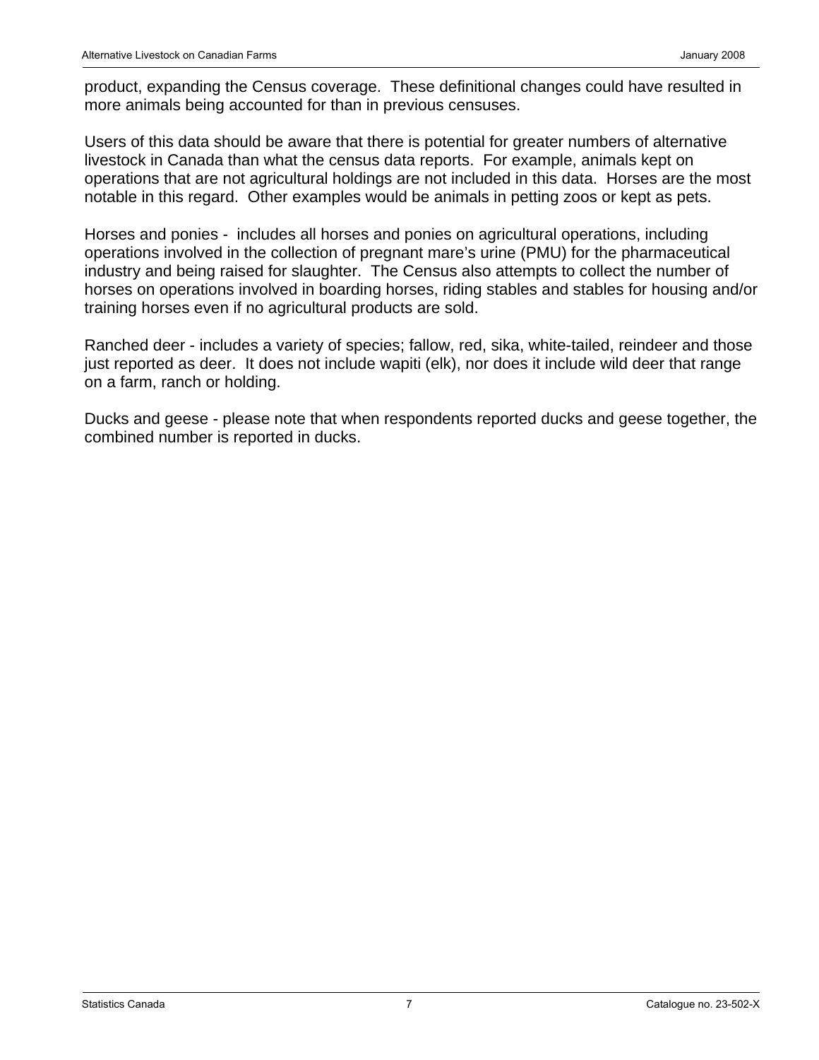product, expanding the Census coverage. These definitional changes could have resulted in more animals being accounted for than in previous censuses.

Users of this data should be aware that there is potential for greater numbers of alternative livestock in Canada than what the census data reports. For example, animals kept on operations that are not agricultural holdings are not included in this data. Horses are the most notable in this regard. Other examples would be animals in petting zoos or kept as pets.

Horses and ponies - includes all horses and ponies on agricultural operations, including operations involved in the collection of pregnant mare's urine (PMU) for the pharmaceutical industry and being raised for slaughter. The Census also attempts to collect the number of horses on operations involved in boarding horses, riding stables and stables for housing and/or training horses even if no agricultural products are sold.

Ranched deer - includes a variety of species; fallow, red, sika, white-tailed, reindeer and those just reported as deer. It does not include wapiti (elk), nor does it include wild deer that range on a farm, ranch or holding.

Ducks and geese - please note that when respondents reported ducks and geese together, the combined number is reported in ducks.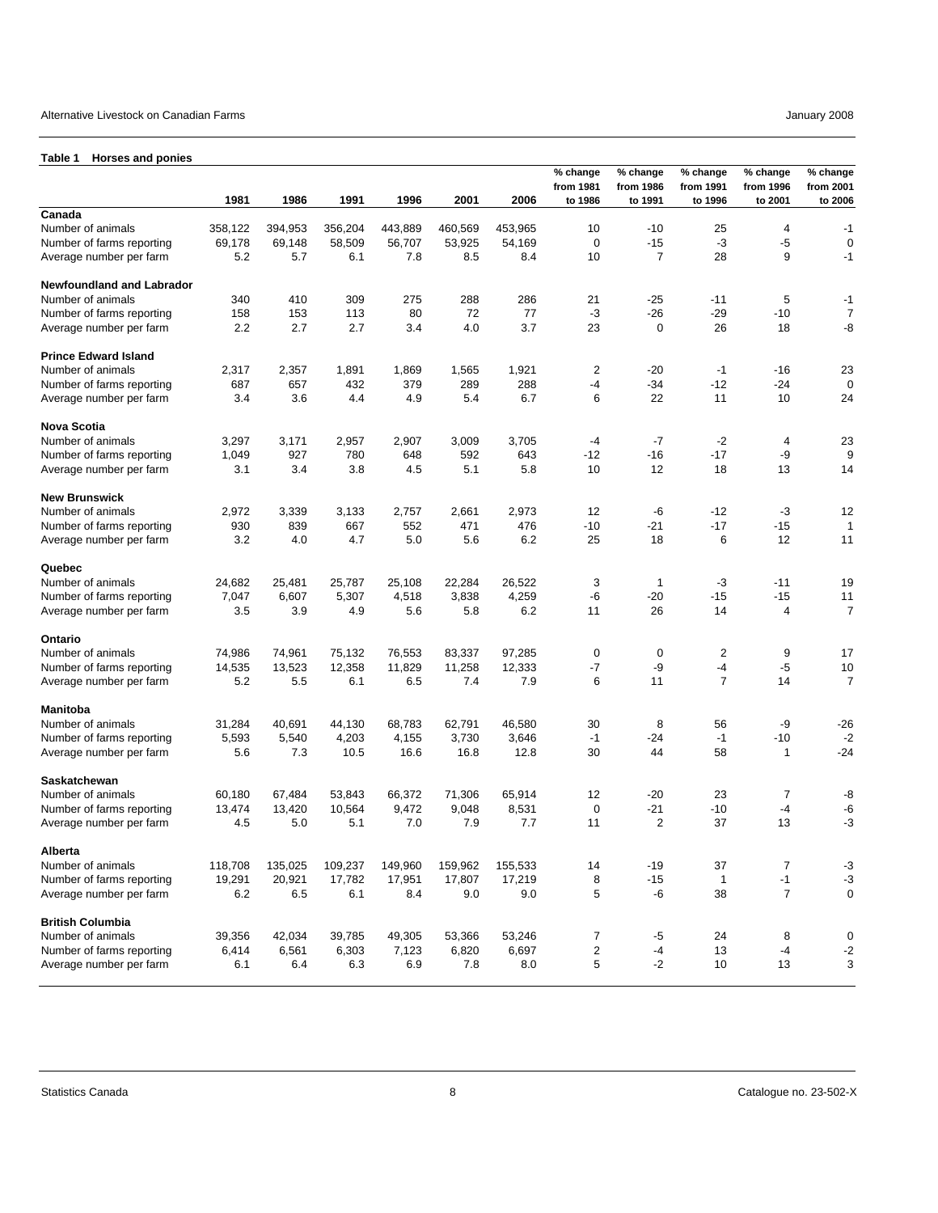**Table 1 Horses and ponies**

| | 1981 | 1986 | 1991 | 1996 | 2001 | 2006 | % change from 1981 to 1986 | % change from 1986 to 1991 | % change from 1991 to 1996 | % change from 1996 to 2001 | % change from 2001 to 2006 |
|---|---|---|---|---|---|---|---|---|---|---|---|
| **Canada** | | | | | | | | | | | |
| Number of animals | 358,122 | 394,953 | 356,204 | 443,889 | 460,569 | 453,965 | 10 | -10 | 25 | 4 | -1 |
| Number of farms reporting | 69,178 | 69,148 | 58,509 | 56,707 | 53,925 | 54,169 | 0 | -15 | -3 | -5 | 0 |
| Average number per farm | 5.2 | 5.7 | 6.1 | 7.8 | 8.5 | 8.4 | 10 | 7 | 28 | 9 | -1 |
| **Newfoundland and Labrador** | | | | | | | | | | | |
| Number of animals | 340 | 410 | 309 | 275 | 288 | 286 | 21 | -25 | -11 | 5 | -1 |
| Number of farms reporting | 158 | 153 | 113 | 80 | 72 | 77 | -3 | -26 | -29 | -10 | 7 |
| Average number per farm | 2.2 | 2.7 | 2.7 | 3.4 | 4.0 | 3.7 | 23 | 0 | 26 | 18 | -8 |
| **Prince Edward Island** | | | | | | | | | | | |
| Number of animals | 2,317 | 2,357 | 1,891 | 1,869 | 1,565 | 1,921 | 2 | -20 | -1 | -16 | 23 |
| Number of farms reporting | 687 | 657 | 432 | 379 | 289 | 288 | -4 | -34 | -12 | -24 | 0 |
| Average number per farm | 3.4 | 3.6 | 4.4 | 4.9 | 5.4 | 6.7 | 6 | 22 | 11 | 10 | 24 |
| **Nova Scotia** | | | | | | | | | | | |
| Number of animals | 3,297 | 3,171 | 2,957 | 2,907 | 3,009 | 3,705 | -4 | -7 | -2 | 4 | 23 |
| Number of farms reporting | 1,049 | 927 | 780 | 648 | 592 | 643 | -12 | -16 | -17 | -9 | 9 |
| Average number per farm | 3.1 | 3.4 | 3.8 | 4.5 | 5.1 | 5.8 | 10 | 12 | 18 | 13 | 14 |
| **New Brunswick** | | | | | | | | | | | |
| Number of animals | 2,972 | 3,339 | 3,133 | 2,757 | 2,661 | 2,973 | 12 | -6 | -12 | -3 | 12 |
| Number of farms reporting | 930 | 839 | 667 | 552 | 471 | 476 | -10 | -21 | -17 | -15 | 1 |
| Average number per farm | 3.2 | 4.0 | 4.7 | 5.0 | 5.6 | 6.2 | 25 | 18 | 6 | 12 | 11 |
| **Quebec** | | | | | | | | | | | |
| Number of animals | 24,682 | 25,481 | 25,787 | 25,108 | 22,284 | 26,522 | 3 | 1 | -3 | -11 | 19 |
| Number of farms reporting | 7,047 | 6,607 | 5,307 | 4,518 | 3,838 | 4,259 | -6 | -20 | -15 | -15 | 11 |
| Average number per farm | 3.5 | 3.9 | 4.9 | 5.6 | 5.8 | 6.2 | 11 | 26 | 14 | 4 | 7 |
| **Ontario** | | | | | | | | | | | |
| Number of animals | 74,986 | 74,961 | 75,132 | 76,553 | 83,337 | 97,285 | 0 | 0 | 2 | 9 | 17 |
| Number of farms reporting | 14,535 | 13,523 | 12,358 | 11,829 | 11,258 | 12,333 | -7 | -9 | -4 | -5 | 10 |
| Average number per farm | 5.2 | 5.5 | 6.1 | 6.5 | 7.4 | 7.9 | 6 | 11 | 7 | 14 | 7 |
| **Manitoba** | | | | | | | | | | | |
| Number of animals | 31,284 | 40,691 | 44,130 | 68,783 | 62,791 | 46,580 | 30 | 8 | 56 | -9 | -26 |
| Number of farms reporting | 5,593 | 5,540 | 4,203 | 4,155 | 3,730 | 3,646 | -1 | -24 | -1 | -10 | -2 |
| Average number per farm | 5.6 | 7.3 | 10.5 | 16.6 | 16.8 | 12.8 | 30 | 44 | 58 | 1 | -24 |
| **Saskatchewan** | | | | | | | | | | | |
| Number of animals | 60,180 | 67,484 | 53,843 | 66,372 | 71,306 | 65,914 | 12 | -20 | 23 | 7 | -8 |
| Number of farms reporting | 13,474 | 13,420 | 10,564 | 9,472 | 9,048 | 8,531 | 0 | -21 | -10 | -4 | -6 |
| Average number per farm | 4.5 | 5.0 | 5.1 | 7.0 | 7.9 | 7.7 | 11 | 2 | 37 | 13 | -3 |
| **Alberta** | | | | | | | | | | | |
| Number of animals | 118,708 | 135,025 | 109,237 | 149,960 | 159,962 | 155,533 | 14 | -19 | 37 | 7 | -3 |
| Number of farms reporting | 19,291 | 20,921 | 17,782 | 17,951 | 17,807 | 17,219 | 8 | -15 | 1 | -1 | -3 |
| Average number per farm | 6.2 | 6.5 | 6.1 | 8.4 | 9.0 | 9.0 | 5 | -6 | 38 | 7 | 0 |
| **British Columbia** | | | | | | | | | | | |
| Number of animals | 39,356 | 42,034 | 39,785 | 49,305 | 53,366 | 53,246 | 7 | -5 | 24 | 8 | 0 |
| Number of farms reporting | 6,414 | 6,561 | 6,303 | 7,123 | 6,820 | 6,697 | 2 | -4 | 13 | -4 | -2 |
| Average number per farm | 6.1 | 6.4 | 6.3 | 6.9 | 7.8 | 8.0 | 5 | -2 | 10 | 13 | 3 |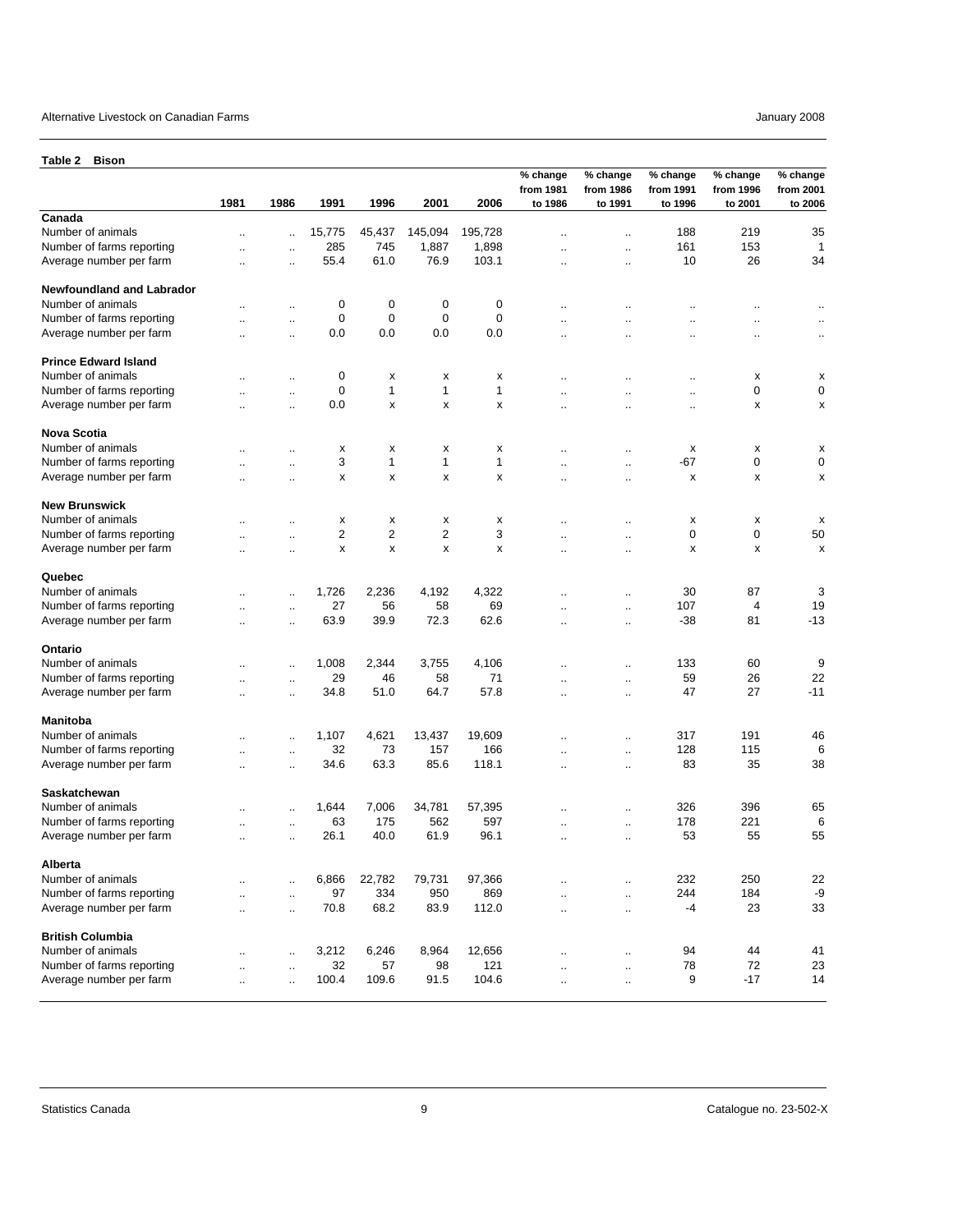**Table 2 Bison**

| | 1981 | 1986 | 1991 | 1996 | 2001 | 2006 | % change from 1981 to 1986 | % change from 1986 to 1991 | % change from 1991 to 1996 | % change from 1996 to 2001 | % change from 2001 to 2006 |
|---|---|---|---|---|---|---|---|---|---|---|---|
| **Canada** | | | | | | | | | | | |
| Number of animals | .. | .. | 15,775 | 45,437 | 145,094 | 195,728 | .. | .. | 188 | 219 | 35 |
| Number of farms reporting | .. | .. | 285 | 745 | 1,887 | 1,898 | .. | .. | 161 | 153 | 1 |
| Average number per farm | .. | .. | 55.4 | 61.0 | 76.9 | 103.1 | .. | .. | 10 | 26 | 34 |
| **Newfoundland and Labrador** | | | | | | | | | | | |
| Number of animals | .. | .. | 0 | 0 | 0 | 0 | .. | .. | .. | .. | .. |
| Number of farms reporting | .. | .. | 0 | 0 | 0 | 0 | .. | .. | .. | .. | .. |
| Average number per farm | .. | .. | 0.0 | 0.0 | 0.0 | 0.0 | .. | .. | .. | .. | .. |
| **Prince Edward Island** | | | | | | | | | | | |
| Number of animals | .. | .. | 0 | x | x | x | .. | .. | .. | x | x |
| Number of farms reporting | .. | .. | 0 | 1 | 1 | 1 | .. | .. | .. | 0 | 0 |
| Average number per farm | .. | .. | 0.0 | x | x | x | .. | .. | .. | x | x |
| **Nova Scotia** | | | | | | | | | | | |
| Number of animals | .. | .. | x | x | x | x | .. | .. | x | x | x |
| Number of farms reporting | .. | .. | 3 | 1 | 1 | 1 | .. | .. | -67 | 0 | 0 |
| Average number per farm | .. | .. | x | x | x | x | .. | .. | x | x | x |
| **New Brunswick** | | | | | | | | | | | |
| Number of animals | .. | .. | x | x | x | x | .. | .. | x | x | x |
| Number of farms reporting | .. | .. | 2 | 2 | 2 | 3 | .. | .. | 0 | 0 | 50 |
| Average number per farm | .. | .. | x | x | x | x | .. | .. | x | x | x |
| **Quebec** | | | | | | | | | | | |
| Number of animals | .. | .. | 1,726 | 2,236 | 4,192 | 4,322 | .. | .. | 30 | 87 | 3 |
| Number of farms reporting | .. | .. | 27 | 56 | 58 | 69 | .. | .. | 107 | 4 | 19 |
| Average number per farm | .. | .. | 63.9 | 39.9 | 72.3 | 62.6 | .. | .. | -38 | 81 | -13 |
| **Ontario** | | | | | | | | | | | |
| Number of animals | .. | .. | 1,008 | 2,344 | 3,755 | 4,106 | .. | .. | 133 | 60 | 9 |
| Number of farms reporting | .. | .. | 29 | 46 | 58 | 71 | .. | .. | 59 | 26 | 22 |
| Average number per farm | .. | .. | 34.8 | 51.0 | 64.7 | 57.8 | .. | .. | 47 | 27 | -11 |
| **Manitoba** | | | | | | | | | | | |
| Number of animals | .. | .. | 1,107 | 4,621 | 13,437 | 19,609 | .. | .. | 317 | 191 | 46 |
| Number of farms reporting | .. | .. | 32 | 73 | 157 | 166 | .. | .. | 128 | 115 | 6 |
| Average number per farm | .. | .. | 34.6 | 63.3 | 85.6 | 118.1 | .. | .. | 83 | 35 | 38 |
| **Saskatchewan** | | | | | | | | | | | |
| Number of animals | .. | .. | 1,644 | 7,006 | 34,781 | 57,395 | .. | .. | 326 | 396 | 65 |
| Number of farms reporting | .. | .. | 63 | 175 | 562 | 597 | .. | .. | 178 | 221 | 6 |
| Average number per farm | .. | .. | 26.1 | 40.0 | 61.9 | 96.1 | .. | .. | 53 | 55 | 55 |
| **Alberta** | | | | | | | | | | | |
| Number of animals | .. | .. | 6,866 | 22,782 | 79,731 | 97,366 | .. | .. | 232 | 250 | 22 |
| Number of farms reporting | .. | .. | 97 | 334 | 950 | 869 | .. | .. | 244 | 184 | -9 |
| Average number per farm | .. | .. | 70.8 | 68.2 | 83.9 | 112.0 | .. | .. | -4 | 23 | 33 |
| **British Columbia** | | | | | | | | | | | |
| Number of animals | .. | .. | 3,212 | 6,246 | 8,964 | 12,656 | .. | .. | 94 | 44 | 41 |
| Number of farms reporting | .. | .. | 32 | 57 | 98 | 121 | .. | .. | 78 | 72 | 23 |
| Average number per farm | .. | .. | 100.4 | 109.6 | 91.5 | 104.6 | .. | .. | 9 | -17 | 14 |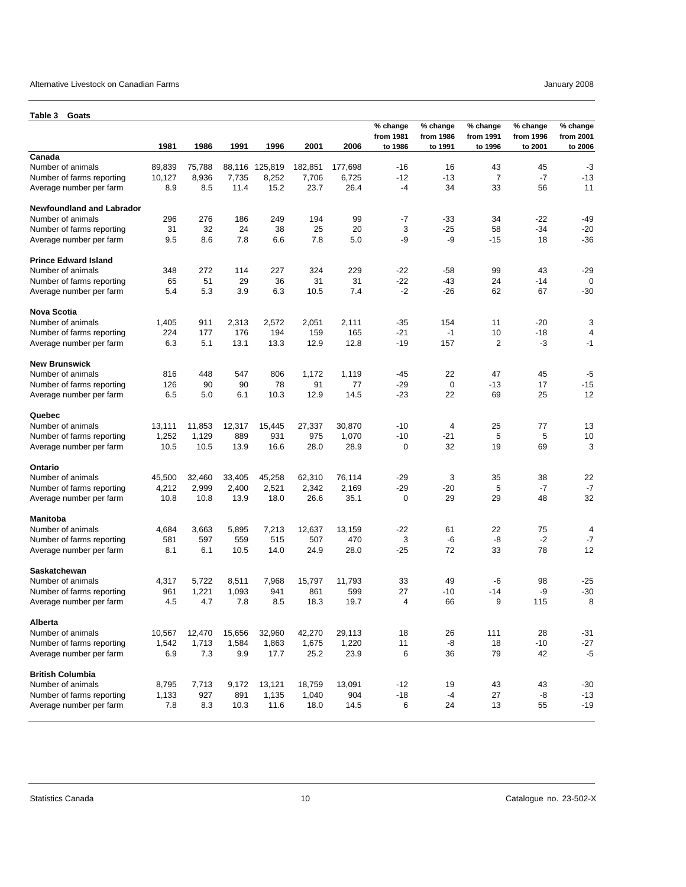**Table 3 Goats**

| | 1981 | 1986 | 1991 | 1996 | 2001 | 2006 | % change from 1981 to 1986 | % change from 1986 to 1991 | % change from 1991 to 1996 | % change from 1996 to 2001 | % change from 2001 to 2006 |
|---|---|---|---|---|---|---|---|---|---|---|---|
| **Canada** | | | | | | | | | | | |
| Number of animals | 89,839 | 75,788 | 88,116 | 125,819 | 182,851 | 177,698 | -16 | 16 | 43 | 45 | -3 |
| Number of farms reporting | 10,127 | 8,936 | 7,735 | 8,252 | 7,706 | 6,725 | -12 | -13 | 7 | -7 | -13 |
| Average number per farm | 8.9 | 8.5 | 11.4 | 15.2 | 23.7 | 26.4 | -4 | 34 | 33 | 56 | 11 |
| **Newfoundland and Labrador** | | | | | | | | | | | |
| Number of animals | 296 | 276 | 186 | 249 | 194 | 99 | -7 | -33 | 34 | -22 | -49 |
| Number of farms reporting | 31 | 32 | 24 | 38 | 25 | 20 | 3 | -25 | 58 | -34 | -20 |
| Average number per farm | 9.5 | 8.6 | 7.8 | 6.6 | 7.8 | 5.0 | -9 | -9 | -15 | 18 | -36 |
| **Prince Edward Island** | | | | | | | | | | | |
| Number of animals | 348 | 272 | 114 | 227 | 324 | 229 | -22 | -58 | 99 | 43 | -29 |
| Number of farms reporting | 65 | 51 | 29 | 36 | 31 | 31 | -22 | -43 | 24 | -14 | 0 |
| Average number per farm | 5.4 | 5.3 | 3.9 | 6.3 | 10.5 | 7.4 | -2 | -26 | 62 | 67 | -30 |
| **Nova Scotia** | | | | | | | | | | | |
| Number of animals | 1,405 | 911 | 2,313 | 2,572 | 2,051 | 2,111 | -35 | 154 | 11 | -20 | 3 |
| Number of farms reporting | 224 | 177 | 176 | 194 | 159 | 165 | -21 | -1 | 10 | -18 | 4 |
| Average number per farm | 6.3 | 5.1 | 13.1 | 13.3 | 12.9 | 12.8 | -19 | 157 | 2 | -3 | -1 |
| **New Brunswick** | | | | | | | | | | | |
| Number of animals | 816 | 448 | 547 | 806 | 1,172 | 1,119 | -45 | 22 | 47 | 45 | -5 |
| Number of farms reporting | 126 | 90 | 90 | 78 | 91 | 77 | -29 | 0 | -13 | 17 | -15 |
| Average number per farm | 6.5 | 5.0 | 6.1 | 10.3 | 12.9 | 14.5 | -23 | 22 | 69 | 25 | 12 |
| **Quebec** | | | | | | | | | | | |
| Number of animals | 13,111 | 11,853 | 12,317 | 15,445 | 27,337 | 30,870 | -10 | 4 | 25 | 77 | 13 |
| Number of farms reporting | 1,252 | 1,129 | 889 | 931 | 975 | 1,070 | -10 | -21 | 5 | 5 | 10 |
| Average number per farm | 10.5 | 10.5 | 13.9 | 16.6 | 28.0 | 28.9 | 0 | 32 | 19 | 69 | 3 |
| **Ontario** | | | | | | | | | | | |
| Number of animals | 45,500 | 32,460 | 33,405 | 45,258 | 62,310 | 76,114 | -29 | 3 | 35 | 38 | 22 |
| Number of farms reporting | 4,212 | 2,999 | 2,400 | 2,521 | 2,342 | 2,169 | -29 | -20 | 5 | -7 | -7 |
| Average number per farm | 10.8 | 10.8 | 13.9 | 18.0 | 26.6 | 35.1 | 0 | 29 | 29 | 48 | 32 |
| **Manitoba** | | | | | | | | | | | |
| Number of animals | 4,684 | 3,663 | 5,895 | 7,213 | 12,637 | 13,159 | -22 | 61 | 22 | 75 | 4 |
| Number of farms reporting | 581 | 597 | 559 | 515 | 507 | 470 | 3 | -6 | -8 | -2 | -7 |
| Average number per farm | 8.1 | 6.1 | 10.5 | 14.0 | 24.9 | 28.0 | -25 | 72 | 33 | 78 | 12 |
| **Saskatchewan** | | | | | | | | | | | |
| Number of animals | 4,317 | 5,722 | 8,511 | 7,968 | 15,797 | 11,793 | 33 | 49 | -6 | 98 | -25 |
| Number of farms reporting | 961 | 1,221 | 1,093 | 941 | 861 | 599 | 27 | -10 | -14 | -9 | -30 |
| Average number per farm | 4.5 | 4.7 | 7.8 | 8.5 | 18.3 | 19.7 | 4 | 66 | 9 | 115 | 8 |
| **Alberta** | | | | | | | | | | | |
| Number of animals | 10,567 | 12,470 | 15,656 | 32,960 | 42,270 | 29,113 | 18 | 26 | 111 | 28 | -31 |
| Number of farms reporting | 1,542 | 1,713 | 1,584 | 1,863 | 1,675 | 1,220 | 11 | -8 | 18 | -10 | -27 |
| Average number per farm | 6.9 | 7.3 | 9.9 | 17.7 | 25.2 | 23.9 | 6 | 36 | 79 | 42 | -5 |
| **British Columbia** | | | | | | | | | | | |
| Number of animals | 8,795 | 7,713 | 9,172 | 13,121 | 18,759 | 13,091 | -12 | 19 | 43 | 43 | -30 |
| Number of farms reporting | 1,133 | 927 | 891 | 1,135 | 1,040 | 904 | -18 | -4 | 27 | -8 | -13 |
| Average number per farm | 7.8 | 8.3 | 10.3 | 11.6 | 18.0 | 14.5 | 6 | 24 | 13 | 55 | -19 |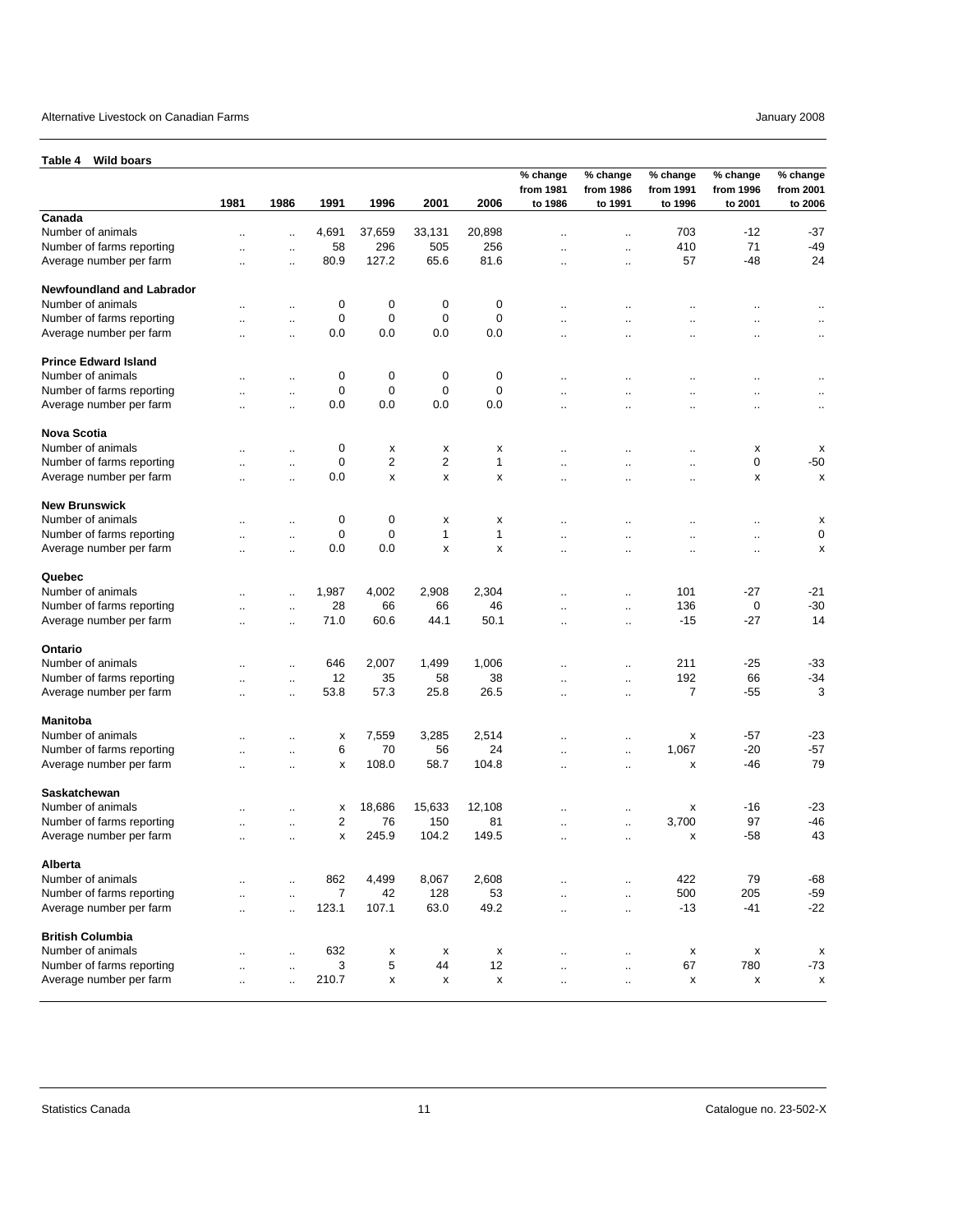**Table 4 Wild boars**

| | 1981 | 1986 | 1991 | 1996 | 2001 | 2006 | % change from 1981 to 1986 | % change from 1986 to 1991 | % change from 1991 to 1996 | % change from 1996 to 2001 | % change from 2001 to 2006 |
|---|---|---|---|---|---|---|---|---|---|---|---|
| **Canada** | | | | | | | | | | | |
| Number of animals | .. | .. | 4,691 | 37,659 | 33,131 | 20,898 | .. | .. | 703 | -12 | -37 |
| Number of farms reporting | .. | .. | 58 | 296 | 505 | 256 | .. | .. | 410 | 71 | -49 |
| Average number per farm | .. | .. | 80.9 | 127.2 | 65.6 | 81.6 | .. | .. | 57 | -48 | 24 |
| **Newfoundland and Labrador** | | | | | | | | | | | |
| Number of animals | .. | .. | 0 | 0 | 0 | 0 | .. | .. | .. | .. | .. |
| Number of farms reporting | .. | .. | 0 | 0 | 0 | 0 | .. | .. | .. | .. | .. |
| Average number per farm | .. | .. | 0.0 | 0.0 | 0.0 | 0.0 | .. | .. | .. | .. | .. |
| **Prince Edward Island** | | | | | | | | | | | |
| Number of animals | .. | .. | 0 | 0 | 0 | 0 | .. | .. | .. | .. | .. |
| Number of farms reporting | .. | .. | 0 | 0 | 0 | 0 | .. | .. | .. | .. | .. |
| Average number per farm | .. | .. | 0.0 | 0.0 | 0.0 | 0.0 | .. | .. | .. | .. | .. |
| **Nova Scotia** | | | | | | | | | | | |
| Number of animals | .. | .. | 0 | x | x | x | .. | .. | .. | x | x |
| Number of farms reporting | .. | .. | 0 | 2 | 2 | 1 | .. | .. | .. | 0 | -50 |
| Average number per farm | .. | .. | 0.0 | x | x | x | .. | .. | .. | x | x |
| **New Brunswick** | | | | | | | | | | | |
| Number of animals | .. | .. | 0 | 0 | x | x | .. | .. | .. | .. | x |
| Number of farms reporting | .. | .. | 0 | 0 | 1 | 1 | .. | .. | .. | .. | 0 |
| Average number per farm | .. | .. | 0.0 | 0.0 | x | x | .. | .. | .. | .. | x |
| **Quebec** | | | | | | | | | | | |
| Number of animals | .. | .. | 1,987 | 4,002 | 2,908 | 2,304 | .. | .. | 101 | -27 | -21 |
| Number of farms reporting | .. | .. | 28 | 66 | 66 | 46 | .. | .. | 136 | 0 | -30 |
| Average number per farm | .. | .. | 71.0 | 60.6 | 44.1 | 50.1 | .. | .. | -15 | -27 | 14 |
| **Ontario** | | | | | | | | | | | |
| Number of animals | .. | .. | 646 | 2,007 | 1,499 | 1,006 | .. | .. | 211 | -25 | -33 |
| Number of farms reporting | .. | .. | 12 | 35 | 58 | 38 | .. | .. | 192 | 66 | -34 |
| Average number per farm | .. | .. | 53.8 | 57.3 | 25.8 | 26.5 | .. | .. | 7 | -55 | 3 |
| **Manitoba** | | | | | | | | | | | |
| Number of animals | .. | .. | x | 7,559 | 3,285 | 2,514 | .. | .. | x | -57 | -23 |
| Number of farms reporting | .. | .. | 6 | 70 | 56 | 24 | .. | .. | 1,067 | -20 | -57 |
| Average number per farm | .. | .. | x | 108.0 | 58.7 | 104.8 | .. | .. | x | -46 | 79 |
| **Saskatchewan** | | | | | | | | | | | |
| Number of animals | .. | .. | x | 18,686 | 15,633 | 12,108 | .. | .. | x | -16 | -23 |
| Number of farms reporting | .. | .. | 2 | 76 | 150 | 81 | .. | .. | 3,700 | 97 | -46 |
| Average number per farm | .. | .. | x | 245.9 | 104.2 | 149.5 | .. | .. | x | -58 | 43 |
| **Alberta** | | | | | | | | | | | |
| Number of animals | .. | .. | 862 | 4,499 | 8,067 | 2,608 | .. | .. | 422 | 79 | -68 |
| Number of farms reporting | .. | .. | 7 | 42 | 128 | 53 | .. | .. | 500 | 205 | -59 |
| Average number per farm | .. | .. | 123.1 | 107.1 | 63.0 | 49.2 | .. | .. | -13 | -41 | -22 |
| **British Columbia** | | | | | | | | | | | |
| Number of animals | .. | .. | 632 | x | x | x | .. | .. | x | x | x |
| Number of farms reporting | .. | .. | 3 | 5 | 44 | 12 | .. | .. | 67 | 780 | -73 |
| Average number per farm | .. | .. | 210.7 | x | x | x | .. | .. | x | x | x |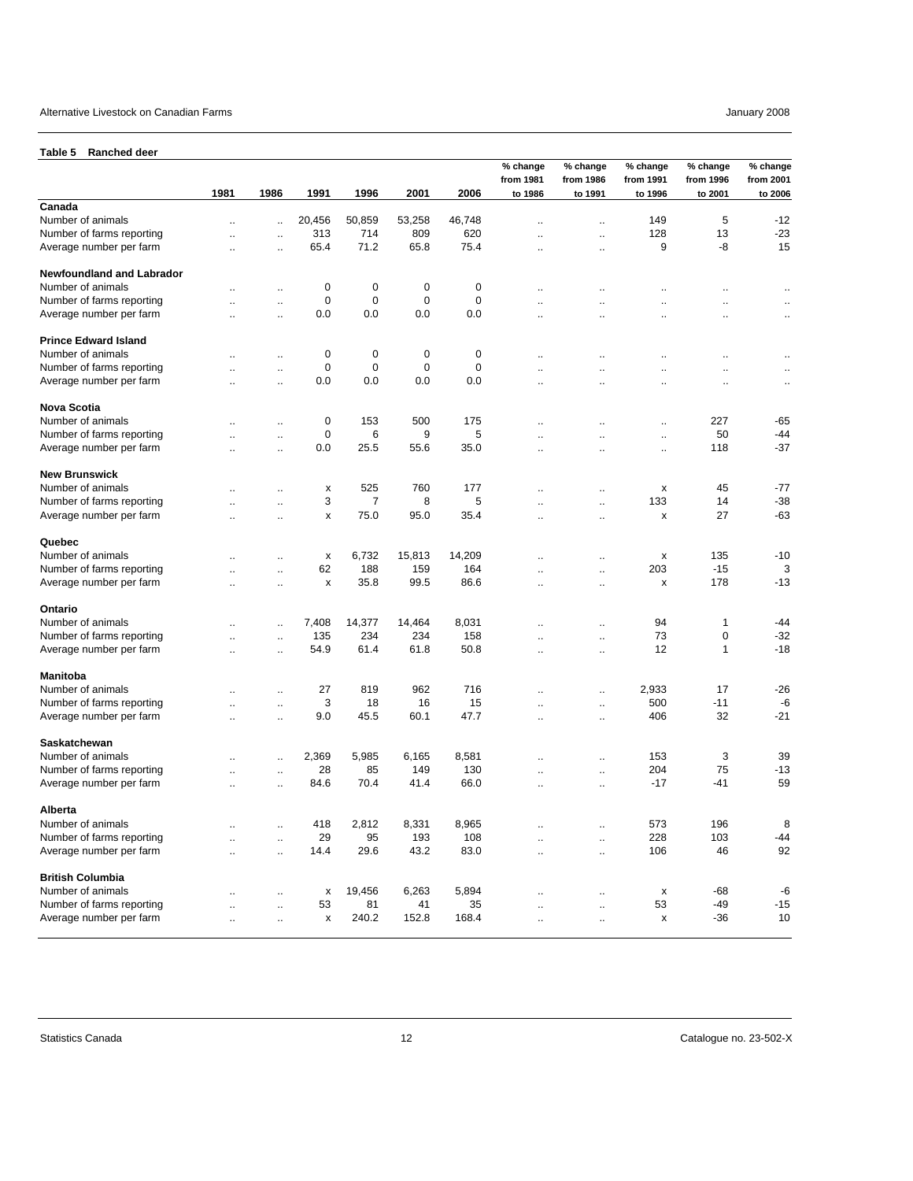**Table 5 Ranched deer**

| | 1981 | 1986 | 1991 | 1996 | 2001 | 2006 | % change from 1981 to 1986 | % change from 1986 to 1991 | % change from 1991 to 1996 | % change from 1996 to 2001 | % change from 2001 to 2006 |
|---|---|---|---|---|---|---|---|---|---|---|---|
| **Canada** | | | | | | | | | | | |
| Number of animals | .. | .. | 20,456 | 50,859 | 53,258 | 46,748 | .. | .. | 149 | 5 | -12 |
| Number of farms reporting | .. | .. | 313 | 714 | 809 | 620 | .. | .. | 128 | 13 | -23 |
| Average number per farm | .. | .. | 65.4 | 71.2 | 65.8 | 75.4 | .. | .. | 9 | -8 | 15 |
| **Newfoundland and Labrador** | | | | | | | | | | | |
| Number of animals | .. | .. | 0 | 0 | 0 | 0 | .. | .. | .. | .. | .. |
| Number of farms reporting | .. | .. | 0 | 0 | 0 | 0 | .. | .. | .. | .. | .. |
| Average number per farm | .. | .. | 0.0 | 0.0 | 0.0 | 0.0 | .. | .. | .. | .. | .. |
| **Prince Edward Island** | | | | | | | | | | | |
| Number of animals | .. | .. | 0 | 0 | 0 | 0 | .. | .. | .. | .. | .. |
| Number of farms reporting | .. | .. | 0 | 0 | 0 | 0 | .. | .. | .. | .. | .. |
| Average number per farm | .. | .. | 0.0 | 0.0 | 0.0 | 0.0 | .. | .. | .. | .. | .. |
| **Nova Scotia** | | | | | | | | | | | |
| Number of animals | .. | .. | 0 | 153 | 500 | 175 | .. | .. | .. | 227 | -65 |
| Number of farms reporting | .. | .. | 0 | 6 | 9 | 5 | .. | .. | .. | 50 | -44 |
| Average number per farm | .. | .. | 0.0 | 25.5 | 55.6 | 35.0 | .. | .. | .. | 118 | -37 |
| **New Brunswick** | | | | | | | | | | | |
| Number of animals | .. | .. | x | 525 | 760 | 177 | .. | .. | x | 45 | -77 |
| Number of farms reporting | .. | .. | 3 | 7 | 8 | 5 | .. | .. | 133 | 14 | -38 |
| Average number per farm | .. | .. | x | 75.0 | 95.0 | 35.4 | .. | .. | x | 27 | -63 |
| **Quebec** | | | | | | | | | | | |
| Number of animals | .. | .. | x | 6,732 | 15,813 | 14,209 | .. | .. | x | 135 | -10 |
| Number of farms reporting | .. | .. | 62 | 188 | 159 | 164 | .. | .. | 203 | -15 | 3 |
| Average number per farm | .. | .. | x | 35.8 | 99.5 | 86.6 | .. | .. | x | 178 | -13 |
| **Ontario** | | | | | | | | | | | |
| Number of animals | .. | .. | 7,408 | 14,377 | 14,464 | 8,031 | .. | .. | 94 | 1 | -44 |
| Number of farms reporting | .. | .. | 135 | 234 | 234 | 158 | .. | .. | 73 | 0 | -32 |
| Average number per farm | .. | .. | 54.9 | 61.4 | 61.8 | 50.8 | .. | .. | 12 | 1 | -18 |
| **Manitoba** | | | | | | | | | | | |
| Number of animals | .. | .. | 27 | 819 | 962 | 716 | .. | .. | 2,933 | 17 | -26 |
| Number of farms reporting | .. | .. | 3 | 18 | 16 | 15 | .. | .. | 500 | -11 | -6 |
| Average number per farm | .. | .. | 9.0 | 45.5 | 60.1 | 47.7 | .. | .. | 406 | 32 | -21 |
| **Saskatchewan** | | | | | | | | | | | |
| Number of animals | .. | .. | 2,369 | 5,985 | 6,165 | 8,581 | .. | .. | 153 | 3 | 39 |
| Number of farms reporting | .. | .. | 28 | 85 | 149 | 130 | .. | .. | 204 | 75 | -13 |
| Average number per farm | .. | .. | 84.6 | 70.4 | 41.4 | 66.0 | .. | .. | -17 | -41 | 59 |
| **Alberta** | | | | | | | | | | | |
| Number of animals | .. | .. | 418 | 2,812 | 8,331 | 8,965 | .. | .. | 573 | 196 | 8 |
| Number of farms reporting | .. | .. | 29 | 95 | 193 | 108 | .. | .. | 228 | 103 | -44 |
| Average number per farm | .. | .. | 14.4 | 29.6 | 43.2 | 83.0 | .. | .. | 106 | 46 | 92 |
| **British Columbia** | | | | | | | | | | | |
| Number of animals | .. | .. | x | 19,456 | 6,263 | 5,894 | .. | .. | x | -68 | -6 |
| Number of farms reporting | .. | .. | 53 | 81 | 41 | 35 | .. | .. | 53 | -49 | -15 |
| Average number per farm | .. | .. | x | 240.2 | 152.8 | 168.4 | .. | .. | x | -36 | 10 |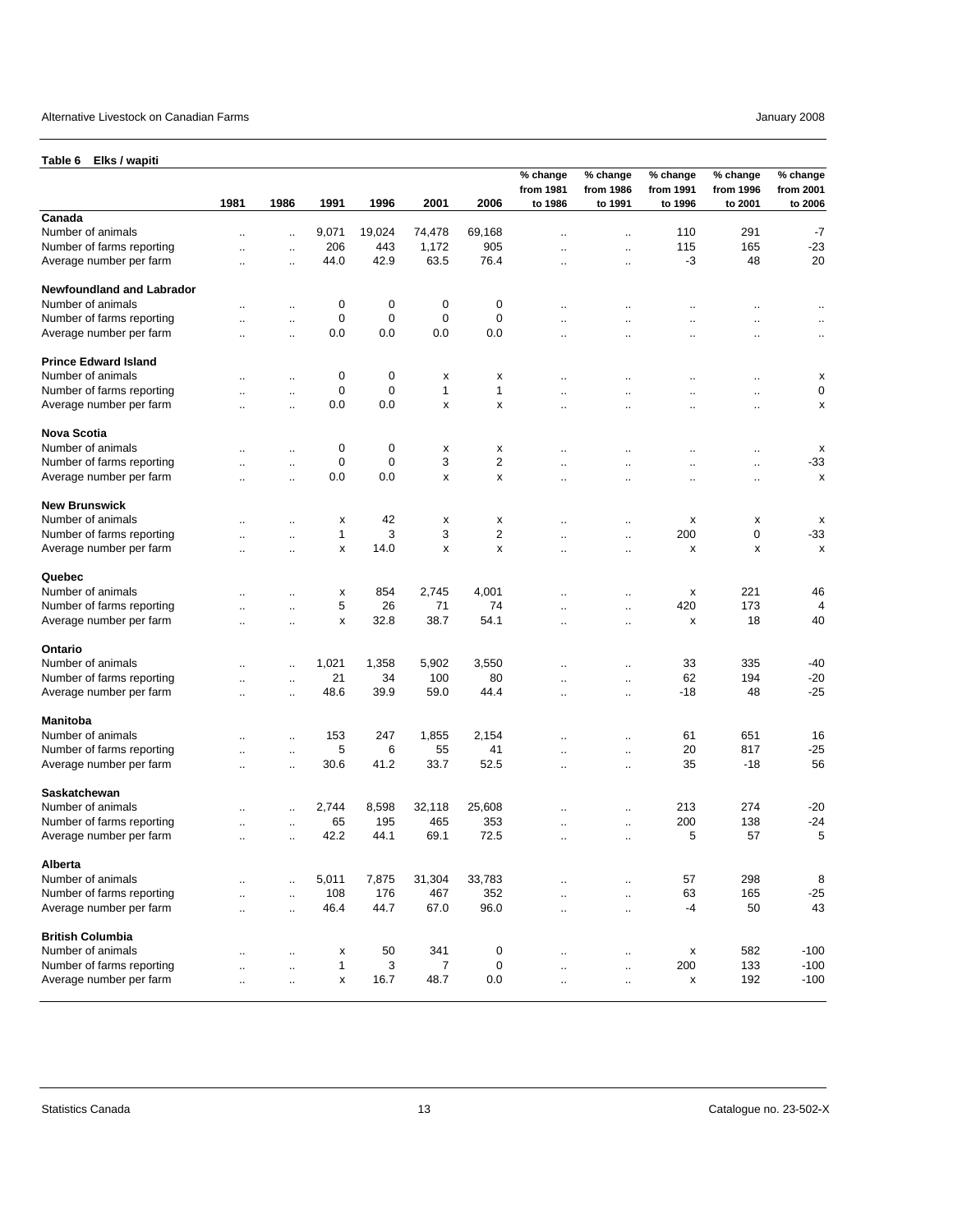**Table 6 Elks / wapiti**

| | 1981 | 1986 | 1991 | 1996 | 2001 | 2006 | % change from 1981 to 1986 | % change from 1986 to 1991 | % change from 1991 to 1996 | % change from 1996 to 2001 | % change from 2001 to 2006 |
|---|---|---|---|---|---|---|---|---|---|---|---|
| **Canada** | | | | | | | | | | | |
| Number of animals | .. | .. | 9,071 | 19,024 | 74,478 | 69,168 | .. | .. | 110 | 291 | -7 |
| Number of farms reporting | .. | .. | 206 | 443 | 1,172 | 905 | .. | .. | 115 | 165 | -23 |
| Average number per farm | .. | .. | 44.0 | 42.9 | 63.5 | 76.4 | .. | .. | -3 | 48 | 20 |
| **Newfoundland and Labrador** | | | | | | | | | | | |
| Number of animals | .. | .. | 0 | 0 | 0 | 0 | .. | .. | .. | .. | .. |
| Number of farms reporting | .. | .. | 0 | 0 | 0 | 0 | .. | .. | .. | .. | .. |
| Average number per farm | .. | .. | 0.0 | 0.0 | 0.0 | 0.0 | .. | .. | .. | .. | .. |
| **Prince Edward Island** | | | | | | | | | | | |
| Number of animals | .. | .. | 0 | 0 | x | x | .. | .. | .. | .. | x |
| Number of farms reporting | .. | .. | 0 | 0 | 1 | 1 | .. | .. | .. | .. | 0 |
| Average number per farm | .. | .. | 0.0 | 0.0 | x | x | .. | .. | .. | .. | x |
| **Nova Scotia** | | | | | | | | | | | |
| Number of animals | .. | .. | 0 | 0 | x | x | .. | .. | .. | .. | x |
| Number of farms reporting | .. | .. | 0 | 0 | 3 | 2 | .. | .. | .. | .. | -33 |
| Average number per farm | .. | .. | 0.0 | 0.0 | x | x | .. | .. | .. | .. | x |
| **New Brunswick** | | | | | | | | | | | |
| Number of animals | .. | .. | x | 42 | x | x | .. | .. | x | x | x |
| Number of farms reporting | .. | .. | 1 | 3 | 3 | 2 | .. | .. | 200 | 0 | -33 |
| Average number per farm | .. | .. | x | 14.0 | x | x | .. | .. | x | x | x |
| **Quebec** | | | | | | | | | | | |
| Number of animals | .. | .. | x | 854 | 2,745 | 4,001 | .. | .. | x | 221 | 46 |
| Number of farms reporting | .. | .. | 5 | 26 | 71 | 74 | .. | .. | 420 | 173 | 4 |
| Average number per farm | .. | .. | x | 32.8 | 38.7 | 54.1 | .. | .. | x | 18 | 40 |
| **Ontario** | | | | | | | | | | | |
| Number of animals | .. | .. | 1,021 | 1,358 | 5,902 | 3,550 | .. | .. | 33 | 335 | -40 |
| Number of farms reporting | .. | .. | 21 | 34 | 100 | 80 | .. | .. | 62 | 194 | -20 |
| Average number per farm | .. | .. | 48.6 | 39.9 | 59.0 | 44.4 | .. | .. | -18 | 48 | -25 |
| **Manitoba** | | | | | | | | | | | |
| Number of animals | .. | .. | 153 | 247 | 1,855 | 2,154 | .. | .. | 61 | 651 | 16 |
| Number of farms reporting | .. | .. | 5 | 6 | 55 | 41 | .. | .. | 20 | 817 | -25 |
| Average number per farm | .. | .. | 30.6 | 41.2 | 33.7 | 52.5 | .. | .. | 35 | -18 | 56 |
| **Saskatchewan** | | | | | | | | | | | |
| Number of animals | .. | .. | 2,744 | 8,598 | 32,118 | 25,608 | .. | .. | 213 | 274 | -20 |
| Number of farms reporting | .. | .. | 65 | 195 | 465 | 353 | .. | .. | 200 | 138 | -24 |
| Average number per farm | .. | .. | 42.2 | 44.1 | 69.1 | 72.5 | .. | .. | 5 | 57 | 5 |
| **Alberta** | | | | | | | | | | | |
| Number of animals | .. | .. | 5,011 | 7,875 | 31,304 | 33,783 | .. | .. | 57 | 298 | 8 |
| Number of farms reporting | .. | .. | 108 | 176 | 467 | 352 | .. | .. | 63 | 165 | -25 |
| Average number per farm | .. | .. | 46.4 | 44.7 | 67.0 | 96.0 | .. | .. | -4 | 50 | 43 |
| **British Columbia** | | | | | | | | | | | |
| Number of animals | .. | .. | x | 50 | 341 | 0 | .. | .. | x | 582 | -100 |
| Number of farms reporting | .. | .. | 1 | 3 | 7 | 0 | .. | .. | 200 | 133 | -100 |
| Average number per farm | .. | .. | x | 16.7 | 48.7 | 0.0 | .. | .. | x | 192 | -100 |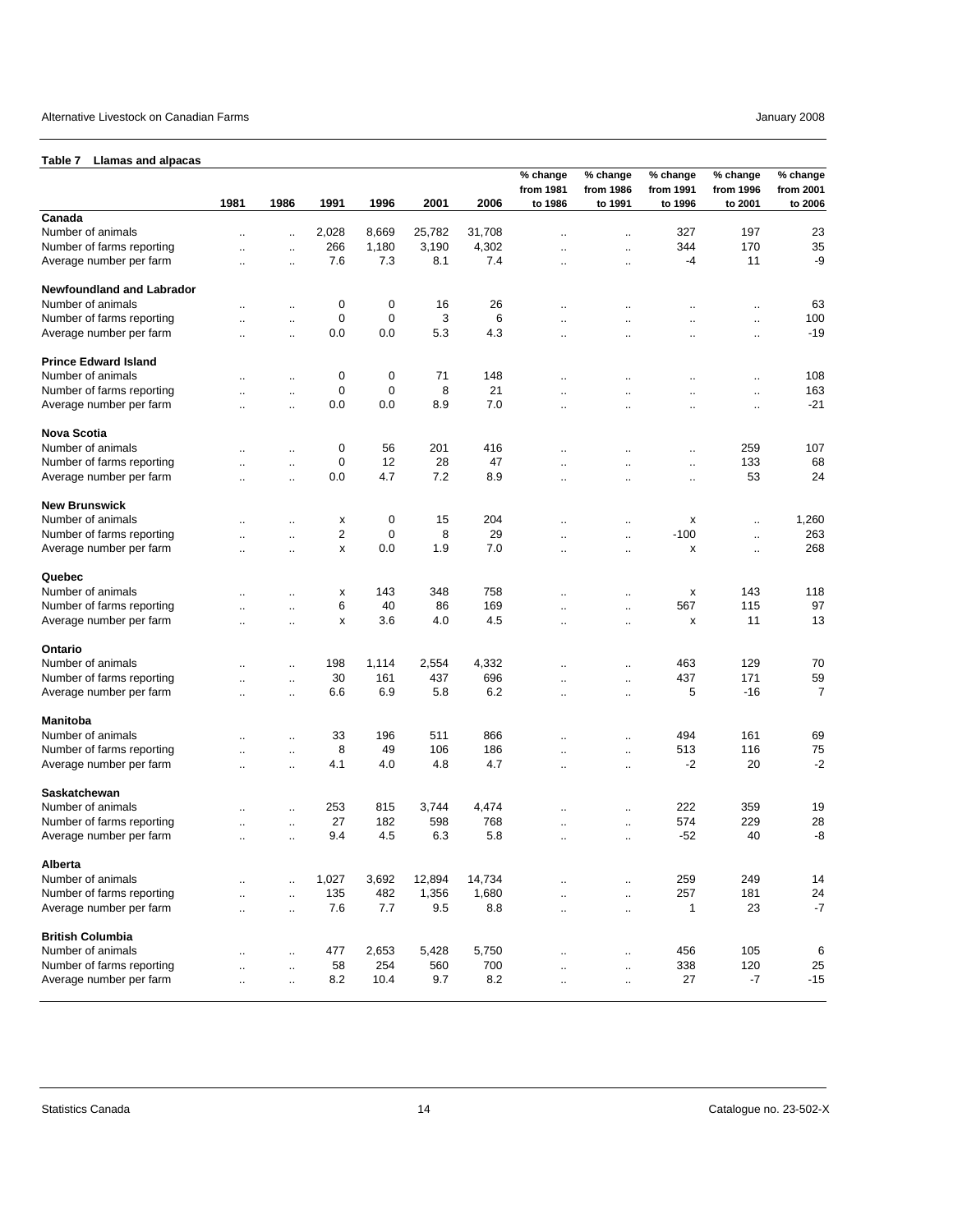**Table 7 Llamas and alpacas**

| | 1981 | 1986 | 1991 | 1996 | 2001 | 2006 | % change from 1981 to 1986 | % change from 1986 to 1991 | % change from 1991 to 1996 | % change from 1996 to 2001 | % change from 2001 to 2006 |
|---|---|---|---|---|---|---|---|---|---|---|---|
| **Canada** | | | | | | | | | | | |
| Number of animals | .. | .. | 2,028 | 8,669 | 25,782 | 31,708 | .. | .. | 327 | 197 | 23 |
| Number of farms reporting | .. | .. | 266 | 1,180 | 3,190 | 4,302 | .. | .. | 344 | 170 | 35 |
| Average number per farm | .. | .. | 7.6 | 7.3 | 8.1 | 7.4 | .. | .. | -4 | 11 | -9 |
| **Newfoundland and Labrador** | | | | | | | | | | | |
| Number of animals | .. | .. | 0 | 0 | 16 | 26 | .. | .. | .. | .. | 63 |
| Number of farms reporting | .. | .. | 0 | 0 | 3 | 6 | .. | .. | .. | .. | 100 |
| Average number per farm | .. | .. | 0.0 | 0.0 | 5.3 | 4.3 | .. | .. | .. | .. | -19 |
| **Prince Edward Island** | | | | | | | | | | | |
| Number of animals | .. | .. | 0 | 0 | 71 | 148 | .. | .. | .. | .. | 108 |
| Number of farms reporting | .. | .. | 0 | 0 | 8 | 21 | .. | .. | .. | .. | 163 |
| Average number per farm | .. | .. | 0.0 | 0.0 | 8.9 | 7.0 | .. | .. | .. | .. | -21 |
| **Nova Scotia** | | | | | | | | | | | |
| Number of animals | .. | .. | 0 | 56 | 201 | 416 | .. | .. | .. | 259 | 107 |
| Number of farms reporting | .. | .. | 0 | 12 | 28 | 47 | .. | .. | .. | 133 | 68 |
| Average number per farm | .. | .. | 0.0 | 4.7 | 7.2 | 8.9 | .. | .. | .. | 53 | 24 |
| **New Brunswick** | | | | | | | | | | | |
| Number of animals | .. | .. | x | 0 | 15 | 204 | .. | .. | x | .. | 1,260 |
| Number of farms reporting | .. | .. | 2 | 0 | 8 | 29 | .. | .. | -100 | .. | 263 |
| Average number per farm | .. | .. | x | 0.0 | 1.9 | 7.0 | .. | .. | x | .. | 268 |
| **Quebec** | | | | | | | | | | | |
| Number of animals | .. | .. | x | 143 | 348 | 758 | .. | .. | x | 143 | 118 |
| Number of farms reporting | .. | .. | 6 | 40 | 86 | 169 | .. | .. | 567 | 115 | 97 |
| Average number per farm | .. | .. | x | 3.6 | 4.0 | 4.5 | .. | .. | x | 11 | 13 |
| **Ontario** | | | | | | | | | | | |
| Number of animals | .. | .. | 198 | 1,114 | 2,554 | 4,332 | .. | .. | 463 | 129 | 70 |
| Number of farms reporting | .. | .. | 30 | 161 | 437 | 696 | .. | .. | 437 | 171 | 59 |
| Average number per farm | .. | .. | 6.6 | 6.9 | 5.8 | 6.2 | .. | .. | 5 | -16 | 7 |
| **Manitoba** | | | | | | | | | | | |
| Number of animals | .. | .. | 33 | 196 | 511 | 866 | .. | .. | 494 | 161 | 69 |
| Number of farms reporting | .. | .. | 8 | 49 | 106 | 186 | .. | .. | 513 | 116 | 75 |
| Average number per farm | .. | .. | 4.1 | 4.0 | 4.8 | 4.7 | .. | .. | -2 | 20 | -2 |
| **Saskatchewan** | | | | | | | | | | | |
| Number of animals | .. | .. | 253 | 815 | 3,744 | 4,474 | .. | .. | 222 | 359 | 19 |
| Number of farms reporting | .. | .. | 27 | 182 | 598 | 768 | .. | .. | 574 | 229 | 28 |
| Average number per farm | .. | .. | 9.4 | 4.5 | 6.3 | 5.8 | .. | .. | -52 | 40 | -8 |
| **Alberta** | | | | | | | | | | | |
| Number of animals | .. | .. | 1,027 | 3,692 | 12,894 | 14,734 | .. | .. | 259 | 249 | 14 |
| Number of farms reporting | .. | .. | 135 | 482 | 1,356 | 1,680 | .. | .. | 257 | 181 | 24 |
| Average number per farm | .. | .. | 7.6 | 7.7 | 9.5 | 8.8 | .. | .. | 1 | 23 | -7 |
| **British Columbia** | | | | | | | | | | | |
| Number of animals | .. | .. | 477 | 2,653 | 5,428 | 5,750 | .. | .. | 456 | 105 | 6 |
| Number of farms reporting | .. | .. | 58 | 254 | 560 | 700 | .. | .. | 338 | 120 | 25 |
| Average number per farm | .. | .. | 8.2 | 10.4 | 9.7 | 8.2 | .. | .. | 27 | -7 | -15 |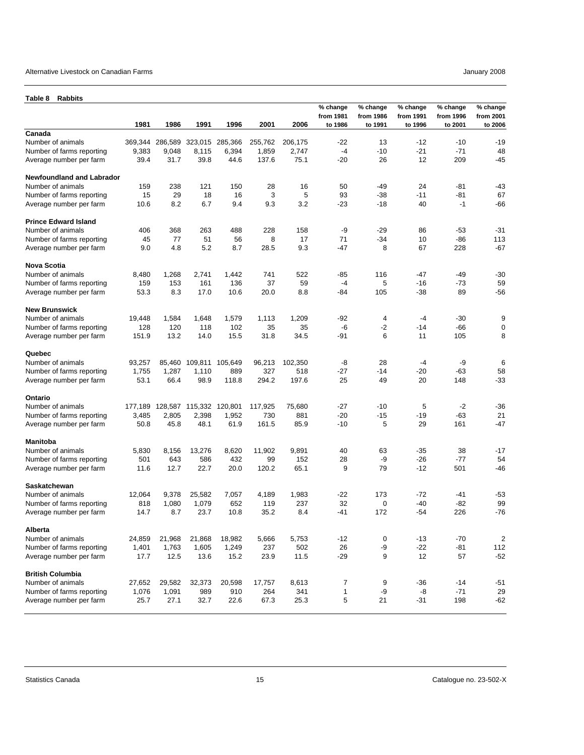**Table 8 Rabbits**

| | 1981 | 1986 | 1991 | 1996 | 2001 | 2006 | % change from 1981 to 1986 | % change from 1986 to 1991 | % change from 1991 to 1996 | % change from 1996 to 2001 | % change from 2001 to 2006 |
|---|---|---|---|---|---|---|---|---|---|---|---|
| **Canada** | | | | | | | | | | | |
| Number of animals | 369,344 | 286,589 | 323,015 | 285,366 | 255,762 | 206,175 | -22 | 13 | -12 | -10 | -19 |
| Number of farms reporting | 9,383 | 9,048 | 8,115 | 6,394 | 1,859 | 2,747 | -4 | -10 | -21 | -71 | 48 |
| Average number per farm | 39.4 | 31.7 | 39.8 | 44.6 | 137.6 | 75.1 | -20 | 26 | 12 | 209 | -45 |
| **Newfoundland and Labrador** | | | | | | | | | | | |
| Number of animals | 159 | 238 | 121 | 150 | 28 | 16 | 50 | -49 | 24 | -81 | -43 |
| Number of farms reporting | 15 | 29 | 18 | 16 | 3 | 5 | 93 | -38 | -11 | -81 | 67 |
| Average number per farm | 10.6 | 8.2 | 6.7 | 9.4 | 9.3 | 3.2 | -23 | -18 | 40 | -1 | -66 |
| **Prince Edward Island** | | | | | | | | | | | |
| Number of animals | 406 | 368 | 263 | 488 | 228 | 158 | -9 | -29 | 86 | -53 | -31 |
| Number of farms reporting | 45 | 77 | 51 | 56 | 8 | 17 | 71 | -34 | 10 | -86 | 113 |
| Average number per farm | 9.0 | 4.8 | 5.2 | 8.7 | 28.5 | 9.3 | -47 | 8 | 67 | 228 | -67 |
| **Nova Scotia** | | | | | | | | | | | |
| Number of animals | 8,480 | 1,268 | 2,741 | 1,442 | 741 | 522 | -85 | 116 | -47 | -49 | -30 |
| Number of farms reporting | 159 | 153 | 161 | 136 | 37 | 59 | -4 | 5 | -16 | -73 | 59 |
| Average number per farm | 53.3 | 8.3 | 17.0 | 10.6 | 20.0 | 8.8 | -84 | 105 | -38 | 89 | -56 |
| **New Brunswick** | | | | | | | | | | | |
| Number of animals | 19,448 | 1,584 | 1,648 | 1,579 | 1,113 | 1,209 | -92 | 4 | -4 | -30 | 9 |
| Number of farms reporting | 128 | 120 | 118 | 102 | 35 | 35 | -6 | -2 | -14 | -66 | 0 |
| Average number per farm | 151.9 | 13.2 | 14.0 | 15.5 | 31.8 | 34.5 | -91 | 6 | 11 | 105 | 8 |
| **Quebec** | | | | | | | | | | | |
| Number of animals | 93,257 | 85,460 | 109,811 | 105,649 | 96,213 | 102,350 | -8 | 28 | -4 | -9 | 6 |
| Number of farms reporting | 1,755 | 1,287 | 1,110 | 889 | 327 | 518 | -27 | -14 | -20 | -63 | 58 |
| Average number per farm | 53.1 | 66.4 | 98.9 | 118.8 | 294.2 | 197.6 | 25 | 49 | 20 | 148 | -33 |
| **Ontario** | | | | | | | | | | | |
| Number of animals | 177,189 | 128,587 | 115,332 | 120,801 | 117,925 | 75,680 | -27 | -10 | 5 | -2 | -36 |
| Number of farms reporting | 3,485 | 2,805 | 2,398 | 1,952 | 730 | 881 | -20 | -15 | -19 | -63 | 21 |
| Average number per farm | 50.8 | 45.8 | 48.1 | 61.9 | 161.5 | 85.9 | -10 | 5 | 29 | 161 | -47 |
| **Manitoba** | | | | | | | | | | | |
| Number of animals | 5,830 | 8,156 | 13,276 | 8,620 | 11,902 | 9,891 | 40 | 63 | -35 | 38 | -17 |
| Number of farms reporting | 501 | 643 | 586 | 432 | 99 | 152 | 28 | -9 | -26 | -77 | 54 |
| Average number per farm | 11.6 | 12.7 | 22.7 | 20.0 | 120.2 | 65.1 | 9 | 79 | -12 | 501 | -46 |
| **Saskatchewan** | | | | | | | | | | | |
| Number of animals | 12,064 | 9,378 | 25,582 | 7,057 | 4,189 | 1,983 | -22 | 173 | -72 | -41 | -53 |
| Number of farms reporting | 818 | 1,080 | 1,079 | 652 | 119 | 237 | 32 | 0 | -40 | -82 | 99 |
| Average number per farm | 14.7 | 8.7 | 23.7 | 10.8 | 35.2 | 8.4 | -41 | 172 | -54 | 226 | -76 |
| **Alberta** | | | | | | | | | | | |
| Number of animals | 24,859 | 21,968 | 21,868 | 18,982 | 5,666 | 5,753 | -12 | 0 | -13 | -70 | 2 |
| Number of farms reporting | 1,401 | 1,763 | 1,605 | 1,249 | 237 | 502 | 26 | -9 | -22 | -81 | 112 |
| Average number per farm | 17.7 | 12.5 | 13.6 | 15.2 | 23.9 | 11.5 | -29 | 9 | 12 | 57 | -52 |
| **British Columbia** | | | | | | | | | | | |
| Number of animals | 27,652 | 29,582 | 32,373 | 20,598 | 17,757 | 8,613 | 7 | 9 | -36 | -14 | -51 |
| Number of farms reporting | 1,076 | 1,091 | 989 | 910 | 264 | 341 | 1 | -9 | -8 | -71 | 29 |
| Average number per farm | 25.7 | 27.1 | 32.7 | 22.6 | 67.3 | 25.3 | 5 | 21 | -31 | 198 | -62 |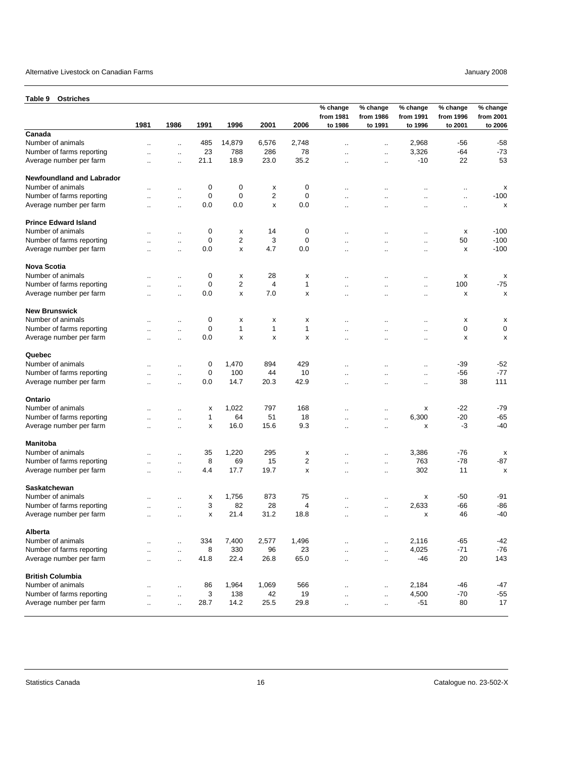**Table 9 Ostriches**

| | 1981 | 1986 | 1991 | 1996 | 2001 | 2006 | % change from 1981 to 1986 | % change from 1986 to 1991 | % change from 1991 to 1996 | % change from 1996 to 2001 | % change from 2001 to 2006 |
|---|---|---|---|---|---|---|---|---|---|---|---|
| **Canada** | | | | | | | | | | | |
| Number of animals | .. | .. | 485 | 14,879 | 6,576 | 2,748 | .. | .. | 2,968 | -56 | -58 |
| Number of farms reporting | .. | .. | 23 | 788 | 286 | 78 | .. | .. | 3,326 | -64 | -73 |
| Average number per farm | .. | .. | 21.1 | 18.9 | 23.0 | 35.2 | .. | .. | -10 | 22 | 53 |
| **Newfoundland and Labrador** | | | | | | | | | | | |
| Number of animals | .. | .. | 0 | 0 | x | 0 | .. | .. | .. | .. | x |
| Number of farms reporting | .. | .. | 0 | 0 | 2 | 0 | .. | .. | .. | .. | -100 |
| Average number per farm | .. | .. | 0.0 | 0.0 | x | 0.0 | .. | .. | .. | .. | x |
| **Prince Edward Island** | | | | | | | | | | | |
| Number of animals | .. | .. | 0 | x | 14 | 0 | .. | .. | .. | x | -100 |
| Number of farms reporting | .. | .. | 0 | 2 | 3 | 0 | .. | .. | .. | 50 | -100 |
| Average number per farm | .. | .. | 0.0 | x | 4.7 | 0.0 | .. | .. | .. | x | -100 |
| **Nova Scotia** | | | | | | | | | | | |
| Number of animals | .. | .. | 0 | x | 28 | x | .. | .. | .. | x | x |
| Number of farms reporting | .. | .. | 0 | 2 | 4 | 1 | .. | .. | .. | 100 | -75 |
| Average number per farm | .. | .. | 0.0 | x | 7.0 | x | .. | .. | .. | x | x |
| **New Brunswick** | | | | | | | | | | | |
| Number of animals | .. | .. | 0 | x | x | x | .. | .. | .. | x | x |
| Number of farms reporting | .. | .. | 0 | 1 | 1 | 1 | .. | .. | .. | 0 | 0 |
| Average number per farm | .. | .. | 0.0 | x | x | x | .. | .. | .. | x | x |
| **Quebec** | | | | | | | | | | | |
| Number of animals | .. | .. | 0 | 1,470 | 894 | 429 | .. | .. | .. | -39 | -52 |
| Number of farms reporting | .. | .. | 0 | 100 | 44 | 10 | .. | .. | .. | -56 | -77 |
| Average number per farm | .. | .. | 0.0 | 14.7 | 20.3 | 42.9 | .. | .. | .. | 38 | 111 |
| **Ontario** | | | | | | | | | | | |
| Number of animals | .. | .. | x | 1,022 | 797 | 168 | .. | .. | x | -22 | -79 |
| Number of farms reporting | .. | .. | 1 | 64 | 51 | 18 | .. | .. | 6,300 | -20 | -65 |
| Average number per farm | .. | .. | x | 16.0 | 15.6 | 9.3 | .. | .. | x | -3 | -40 |
| **Manitoba** | | | | | | | | | | | |
| Number of animals | .. | .. | 35 | 1,220 | 295 | x | .. | .. | 3,386 | -76 | x |
| Number of farms reporting | .. | .. | 8 | 69 | 15 | 2 | .. | .. | 763 | -78 | -87 |
| Average number per farm | .. | .. | 4.4 | 17.7 | 19.7 | x | .. | .. | 302 | 11 | x |
| **Saskatchewan** | | | | | | | | | | | |
| Number of animals | .. | .. | x | 1,756 | 873 | 75 | .. | .. | x | -50 | -91 |
| Number of farms reporting | .. | .. | 3 | 82 | 28 | 4 | .. | .. | 2,633 | -66 | -86 |
| Average number per farm | .. | .. | x | 21.4 | 31.2 | 18.8 | .. | .. | x | 46 | -40 |
| **Alberta** | | | | | | | | | | | |
| Number of animals | .. | .. | 334 | 7,400 | 2,577 | 1,496 | .. | .. | 2,116 | -65 | -42 |
| Number of farms reporting | .. | .. | 8 | 330 | 96 | 23 | .. | .. | 4,025 | -71 | -76 |
| Average number per farm | .. | .. | 41.8 | 22.4 | 26.8 | 65.0 | .. | .. | -46 | 20 | 143 |
| **British Columbia** | | | | | | | | | | | |
| Number of animals | .. | .. | 86 | 1,964 | 1,069 | 566 | .. | .. | 2,184 | -46 | -47 |
| Number of farms reporting | .. | .. | 3 | 138 | 42 | 19 | .. | .. | 4,500 | -70 | -55 |
| Average number per farm | .. | .. | 28.7 | 14.2 | 25.5 | 29.8 | .. | .. | -51 | 80 | 17 |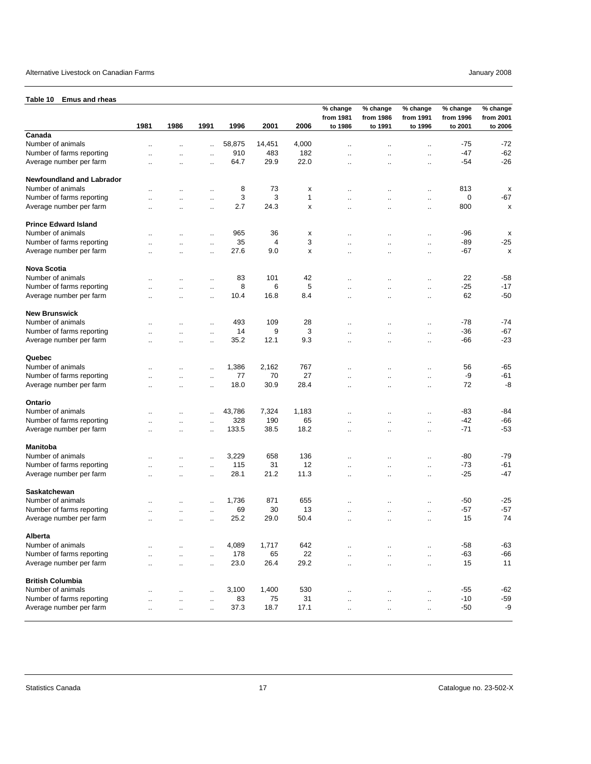**Table 10 Emus and rheas**

| | 1981 | 1986 | 1991 | 1996 | 2001 | 2006 | % change from 1981 to 1986 | % change from 1986 to 1991 | % change from 1991 to 1996 | % change from 1996 to 2001 | % change from 2001 to 2006 |
|---|---|---|---|---|---|---|---|---|---|---|---|
| **Canada** | | | | | | | | | | | |
| Number of animals | .. | .. | .. | 58,875 | 14,451 | 4,000 | .. | .. | .. | -75 | -72 |
| Number of farms reporting | .. | .. | .. | 910 | 483 | 182 | .. | .. | .. | -47 | -62 |
| Average number per farm | .. | .. | .. | 64.7 | 29.9 | 22.0 | .. | .. | .. | -54 | -26 |
| **Newfoundland and Labrador** | | | | | | | | | | | |
| Number of animals | .. | .. | .. | 8 | 73 | x | .. | .. | .. | 813 | x |
| Number of farms reporting | .. | .. | .. | 3 | 3 | 1 | .. | .. | .. | 0 | -67 |
| Average number per farm | .. | .. | .. | 2.7 | 24.3 | x | .. | .. | .. | 800 | x |
| **Prince Edward Island** | | | | | | | | | | | |
| Number of animals | .. | .. | .. | 965 | 36 | x | .. | .. | .. | -96 | x |
| Number of farms reporting | .. | .. | .. | 35 | 4 | 3 | .. | .. | .. | -89 | -25 |
| Average number per farm | .. | .. | .. | 27.6 | 9.0 | x | .. | .. | .. | -67 | x |
| **Nova Scotia** | | | | | | | | | | | |
| Number of animals | .. | .. | .. | 83 | 101 | 42 | .. | .. | .. | 22 | -58 |
| Number of farms reporting | .. | .. | .. | 8 | 6 | 5 | .. | .. | .. | -25 | -17 |
| Average number per farm | .. | .. | .. | 10.4 | 16.8 | 8.4 | .. | .. | .. | 62 | -50 |
| **New Brunswick** | | | | | | | | | | | |
| Number of animals | .. | .. | .. | 493 | 109 | 28 | .. | .. | .. | -78 | -74 |
| Number of farms reporting | .. | .. | .. | 14 | 9 | 3 | .. | .. | .. | -36 | -67 |
| Average number per farm | .. | .. | .. | 35.2 | 12.1 | 9.3 | .. | .. | .. | -66 | -23 |
| **Quebec** | | | | | | | | | | | |
| Number of animals | .. | .. | .. | 1,386 | 2,162 | 767 | .. | .. | .. | 56 | -65 |
| Number of farms reporting | .. | .. | .. | 77 | 70 | 27 | .. | .. | .. | -9 | -61 |
| Average number per farm | .. | .. | .. | 18.0 | 30.9 | 28.4 | .. | .. | .. | 72 | -8 |
| **Ontario** | | | | | | | | | | | |
| Number of animals | .. | .. | .. | 43,786 | 7,324 | 1,183 | .. | .. | .. | -83 | -84 |
| Number of farms reporting | .. | .. | .. | 328 | 190 | 65 | .. | .. | .. | -42 | -66 |
| Average number per farm | .. | .. | .. | 133.5 | 38.5 | 18.2 | .. | .. | .. | -71 | -53 |
| **Manitoba** | | | | | | | | | | | |
| Number of animals | .. | .. | .. | 3,229 | 658 | 136 | .. | .. | .. | -80 | -79 |
| Number of farms reporting | .. | .. | .. | 115 | 31 | 12 | .. | .. | .. | -73 | -61 |
| Average number per farm | .. | .. | .. | 28.1 | 21.2 | 11.3 | .. | .. | .. | -25 | -47 |
| **Saskatchewan** | | | | | | | | | | | |
| Number of animals | .. | .. | .. | 1,736 | 871 | 655 | .. | .. | .. | -50 | -25 |
| Number of farms reporting | .. | .. | .. | 69 | 30 | 13 | .. | .. | .. | -57 | -57 |
| Average number per farm | .. | .. | .. | 25.2 | 29.0 | 50.4 | .. | .. | .. | 15 | 74 |
| **Alberta** | | | | | | | | | | | |
| Number of animals | .. | .. | .. | 4,089 | 1,717 | 642 | .. | .. | .. | -58 | -63 |
| Number of farms reporting | .. | .. | .. | 178 | 65 | 22 | .. | .. | .. | -63 | -66 |
| Average number per farm | .. | .. | .. | 23.0 | 26.4 | 29.2 | .. | .. | .. | 15 | 11 |
| **British Columbia** | | | | | | | | | | | |
| Number of animals | .. | .. | .. | 3,100 | 1,400 | 530 | .. | .. | .. | -55 | -62 |
| Number of farms reporting | .. | .. | .. | 83 | 75 | 31 | .. | .. | .. | -10 | -59 |
| Average number per farm | .. | .. | .. | 37.3 | 18.7 | 17.1 | .. | .. | .. | -50 | -9 |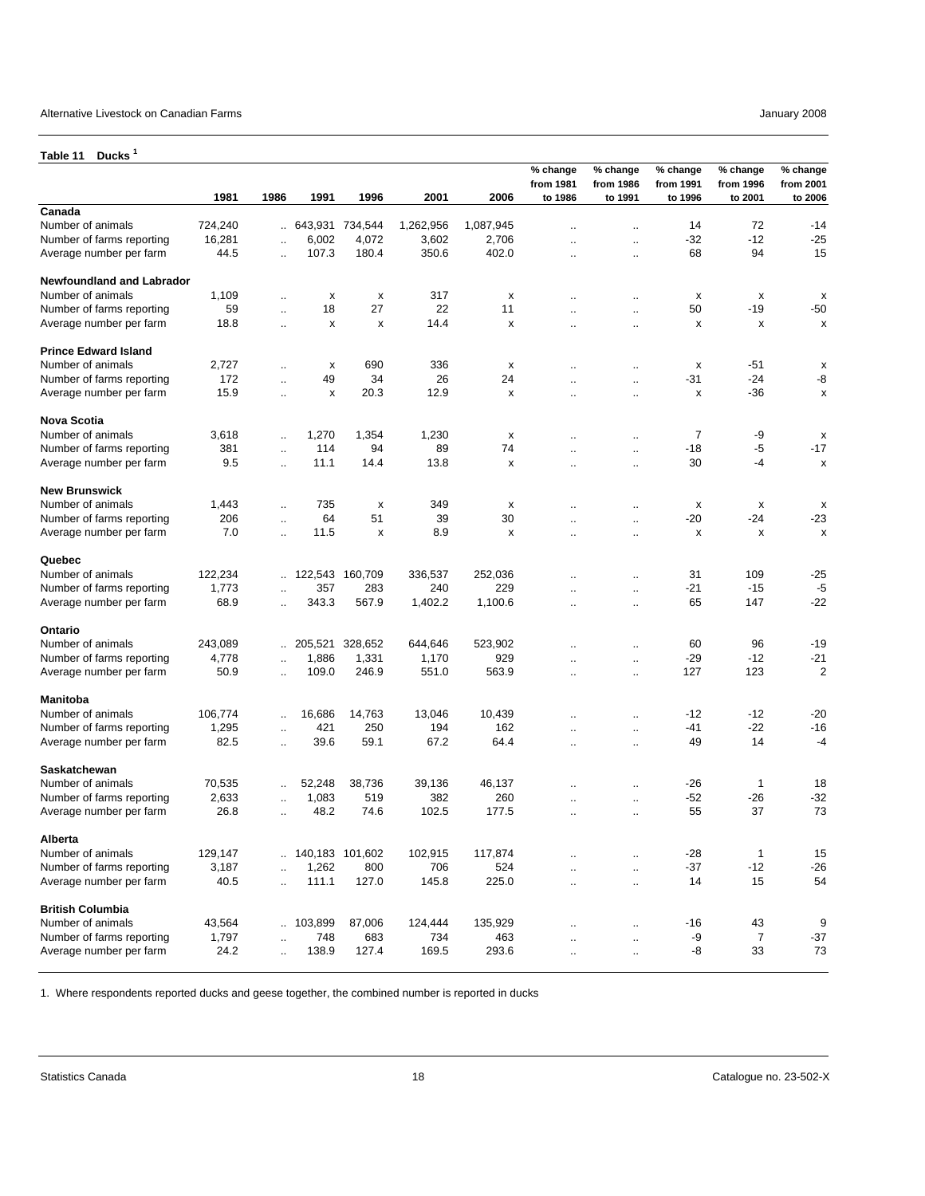**Table 11 Ducks [1]**

| | 1981 | 1986 | 1991 | 1996 | 2001 | 2006 | % change from 1981 to 1986 | % change from 1986 to 1991 | % change from 1991 to 1996 | % change from 1996 to 2001 | % change from 2001 to 2006 |
|---|---|---|---|---|---|---|---|---|---|---|---|
| **Canada** | | | | | | | | | | | |
| Number of animals | 724,240 | .. | 643,931 | 734,544 | 1,262,956 | 1,087,945 | .. | .. | 14 | 72 | -14 |
| Number of farms reporting | 16,281 | .. | 6,002 | 4,072 | 3,602 | 2,706 | .. | .. | -32 | -12 | -25 |
| Average number per farm | 44.5 | .. | 107.3 | 180.4 | 350.6 | 402.0 | .. | .. | 68 | 94 | 15 |
| **Newfoundland and Labrador** | | | | | | | | | | | |
| Number of animals | 1,109 | .. | x | x | 317 | x | .. | .. | x | x | x |
| Number of farms reporting | 59 | .. | 18 | 27 | 22 | 11 | .. | .. | 50 | -19 | -50 |
| Average number per farm | 18.8 | .. | x | x | 14.4 | x | .. | .. | x | x | x |
| **Prince Edward Island** | | | | | | | | | | | |
| Number of animals | 2,727 | .. | x | 690 | 336 | x | .. | .. | x | -51 | x |
| Number of farms reporting | 172 | .. | 49 | 34 | 26 | 24 | .. | .. | -31 | -24 | -8 |
| Average number per farm | 15.9 | .. | x | 20.3 | 12.9 | x | .. | .. | x | -36 | x |
| **Nova Scotia** | | | | | | | | | | | |
| Number of animals | 3,618 | .. | 1,270 | 1,354 | 1,230 | x | .. | .. | 7 | -9 | x |
| Number of farms reporting | 381 | .. | 114 | 94 | 89 | 74 | .. | .. | -18 | -5 | -17 |
| Average number per farm | 9.5 | .. | 11.1 | 14.4 | 13.8 | x | .. | .. | 30 | -4 | x |
| **New Brunswick** | | | | | | | | | | | |
| Number of animals | 1,443 | .. | 735 | x | 349 | x | .. | .. | x | x | x |
| Number of farms reporting | 206 | .. | 64 | 51 | 39 | 30 | .. | .. | -20 | -24 | -23 |
| Average number per farm | 7.0 | .. | 11.5 | x | 8.9 | x | .. | .. | x | x | x |
| **Quebec** | | | | | | | | | | | |
| Number of animals | 122,234 | .. | 122,543 | 160,709 | 336,537 | 252,036 | .. | .. | 31 | 109 | -25 |
| Number of farms reporting | 1,773 | .. | 357 | 283 | 240 | 229 | .. | .. | -21 | -15 | -5 |
| Average number per farm | 68.9 | .. | 343.3 | 567.9 | 1,402.2 | 1,100.6 | .. | .. | 65 | 147 | -22 |
| **Ontario** | | | | | | | | | | | |
| Number of animals | 243,089 | .. | 205,521 | 328,652 | 644,646 | 523,902 | .. | .. | 60 | 96 | -19 |
| Number of farms reporting | 4,778 | .. | 1,886 | 1,331 | 1,170 | 929 | .. | .. | -29 | -12 | -21 |
| Average number per farm | 50.9 | .. | 109.0 | 246.9 | 551.0 | 563.9 | .. | .. | 127 | 123 | 2 |
| **Manitoba** | | | | | | | | | | | |
| Number of animals | 106,774 | .. | 16,686 | 14,763 | 13,046 | 10,439 | .. | .. | -12 | -12 | -20 |
| Number of farms reporting | 1,295 | .. | 421 | 250 | 194 | 162 | .. | .. | -41 | -22 | -16 |
| Average number per farm | 82.5 | .. | 39.6 | 59.1 | 67.2 | 64.4 | .. | .. | 49 | 14 | -4 |
| **Saskatchewan** | | | | | | | | | | | |
| Number of animals | 70,535 | .. | 52,248 | 38,736 | 39,136 | 46,137 | .. | .. | -26 | 1 | 18 |
| Number of farms reporting | 2,633 | .. | 1,083 | 519 | 382 | 260 | .. | .. | -52 | -26 | -32 |
| Average number per farm | 26.8 | .. | 48.2 | 74.6 | 102.5 | 177.5 | .. | .. | 55 | 37 | 73 |
| **Alberta** | | | | | | | | | | | |
| Number of animals | 129,147 | .. | 140,183 | 101,602 | 102,915 | 117,874 | .. | .. | -28 | 1 | 15 |
| Number of farms reporting | 3,187 | .. | 1,262 | 800 | 706 | 524 | .. | .. | -37 | -12 | -26 |
| Average number per farm | 40.5 | .. | 111.1 | 127.0 | 145.8 | 225.0 | .. | .. | 14 | 15 | 54 |
| **British Columbia** | | | | | | | | | | | |
| Number of animals | 43,564 | .. | 103,899 | 87,006 | 124,444 | 135,929 | .. | .. | -16 | 43 | 9 |
| Number of farms reporting | 1,797 | .. | 748 | 683 | 734 | 463 | .. | .. | -9 | 7 | -37 |
| Average number per farm | 24.2 | .. | 138.9 | 127.4 | 169.5 | 293.6 | .. | .. | -8 | 33 | 73 |

1. Where respondents reported ducks and geese together, the combined number is reported in ducks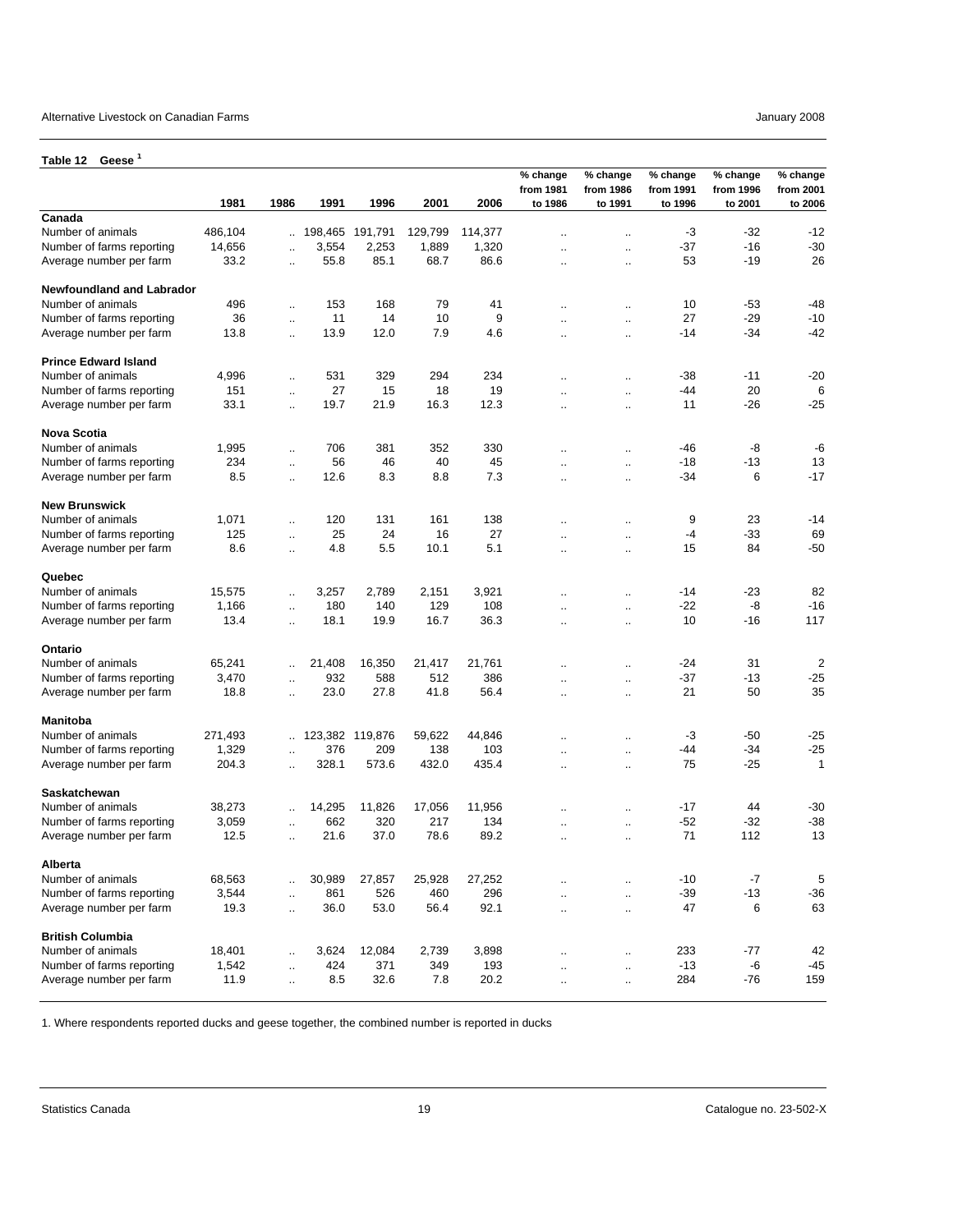**Table 12 Geese [1]**

| | 1981 | 1986 | 1991 | 1996 | 2001 | 2006 | % change from 1981 to 1986 | % change from 1986 to 1991 | % change from 1991 to 1996 | % change from 1996 to 2001 | % change from 2001 to 2006 |
|---|---|---|---|---|---|---|---|---|---|---|---|
| **Canada** | | | | | | | | | | | |
| Number of animals | 486,104 | .. | 198,465 | 191,791 | 129,799 | 114,377 | .. | .. | -3 | -32 | -12 |
| Number of farms reporting | 14,656 | .. | 3,554 | 2,253 | 1,889 | 1,320 | .. | .. | -37 | -16 | -30 |
| Average number per farm | 33.2 | .. | 55.8 | 85.1 | 68.7 | 86.6 | .. | .. | 53 | -19 | 26 |
| **Newfoundland and Labrador** | | | | | | | | | | | |
| Number of animals | 496 | .. | 153 | 168 | 79 | 41 | .. | .. | 10 | -53 | -48 |
| Number of farms reporting | 36 | .. | 11 | 14 | 10 | 9 | .. | .. | 27 | -29 | -10 |
| Average number per farm | 13.8 | .. | 13.9 | 12.0 | 7.9 | 4.6 | .. | .. | -14 | -34 | -42 |
| **Prince Edward Island** | | | | | | | | | | | |
| Number of animals | 4,996 | .. | 531 | 329 | 294 | 234 | .. | .. | -38 | -11 | -20 |
| Number of farms reporting | 151 | .. | 27 | 15 | 18 | 19 | .. | .. | -44 | 20 | 6 |
| Average number per farm | 33.1 | .. | 19.7 | 21.9 | 16.3 | 12.3 | .. | .. | 11 | -26 | -25 |
| **Nova Scotia** | | | | | | | | | | | |
| Number of animals | 1,995 | .. | 706 | 381 | 352 | 330 | .. | .. | -46 | -8 | -6 |
| Number of farms reporting | 234 | .. | 56 | 46 | 40 | 45 | .. | .. | -18 | -13 | 13 |
| Average number per farm | 8.5 | .. | 12.6 | 8.3 | 8.8 | 7.3 | .. | .. | -34 | 6 | -17 |
| **New Brunswick** | | | | | | | | | | | |
| Number of animals | 1,071 | .. | 120 | 131 | 161 | 138 | .. | .. | 9 | 23 | -14 |
| Number of farms reporting | 125 | .. | 25 | 24 | 16 | 27 | .. | .. | -4 | -33 | 69 |
| Average number per farm | 8.6 | .. | 4.8 | 5.5 | 10.1 | 5.1 | .. | .. | 15 | 84 | -50 |
| **Quebec** | | | | | | | | | | | |
| Number of animals | 15,575 | .. | 3,257 | 2,789 | 2,151 | 3,921 | .. | .. | -14 | -23 | 82 |
| Number of farms reporting | 1,166 | .. | 180 | 140 | 129 | 108 | .. | .. | -22 | -8 | -16 |
| Average number per farm | 13.4 | .. | 18.1 | 19.9 | 16.7 | 36.3 | .. | .. | 10 | -16 | 117 |
| **Ontario** | | | | | | | | | | | |
| Number of animals | 65,241 | .. | 21,408 | 16,350 | 21,417 | 21,761 | .. | .. | -24 | 31 | 2 |
| Number of farms reporting | 3,470 | .. | 932 | 588 | 512 | 386 | .. | .. | -37 | -13 | -25 |
| Average number per farm | 18.8 | .. | 23.0 | 27.8 | 41.8 | 56.4 | .. | .. | 21 | 50 | 35 |
| **Manitoba** | | | | | | | | | | | |
| Number of animals | 271,493 | .. | 123,382 | 119,876 | 59,622 | 44,846 | .. | .. | -3 | -50 | -25 |
| Number of farms reporting | 1,329 | .. | 376 | 209 | 138 | 103 | .. | .. | -44 | -34 | -25 |
| Average number per farm | 204.3 | .. | 328.1 | 573.6 | 432.0 | 435.4 | .. | .. | 75 | -25 | 1 |
| **Saskatchewan** | | | | | | | | | | | |
| Number of animals | 38,273 | .. | 14,295 | 11,826 | 17,056 | 11,956 | .. | .. | -17 | 44 | -30 |
| Number of farms reporting | 3,059 | .. | 662 | 320 | 217 | 134 | .. | .. | -52 | -32 | -38 |
| Average number per farm | 12.5 | .. | 21.6 | 37.0 | 78.6 | 89.2 | .. | .. | 71 | 112 | 13 |
| **Alberta** | | | | | | | | | | | |
| Number of animals | 68,563 | .. | 30,989 | 27,857 | 25,928 | 27,252 | .. | .. | -10 | -7 | 5 |
| Number of farms reporting | 3,544 | .. | 861 | 526 | 460 | 296 | .. | .. | -39 | -13 | -36 |
| Average number per farm | 19.3 | .. | 36.0 | 53.0 | 56.4 | 92.1 | .. | .. | 47 | 6 | 63 |
| **British Columbia** | | | | | | | | | | | |
| Number of animals | 18,401 | .. | 3,624 | 12,084 | 2,739 | 3,898 | .. | .. | 233 | -77 | 42 |
| Number of farms reporting | 1,542 | .. | 424 | 371 | 349 | 193 | .. | .. | -13 | -6 | -45 |
| Average number per farm | 11.9 | .. | 8.5 | 32.6 | 7.8 | 20.2 | .. | .. | 284 | -76 | 159 |

1. Where respondents reported ducks and geese together, the combined number is reported in ducks